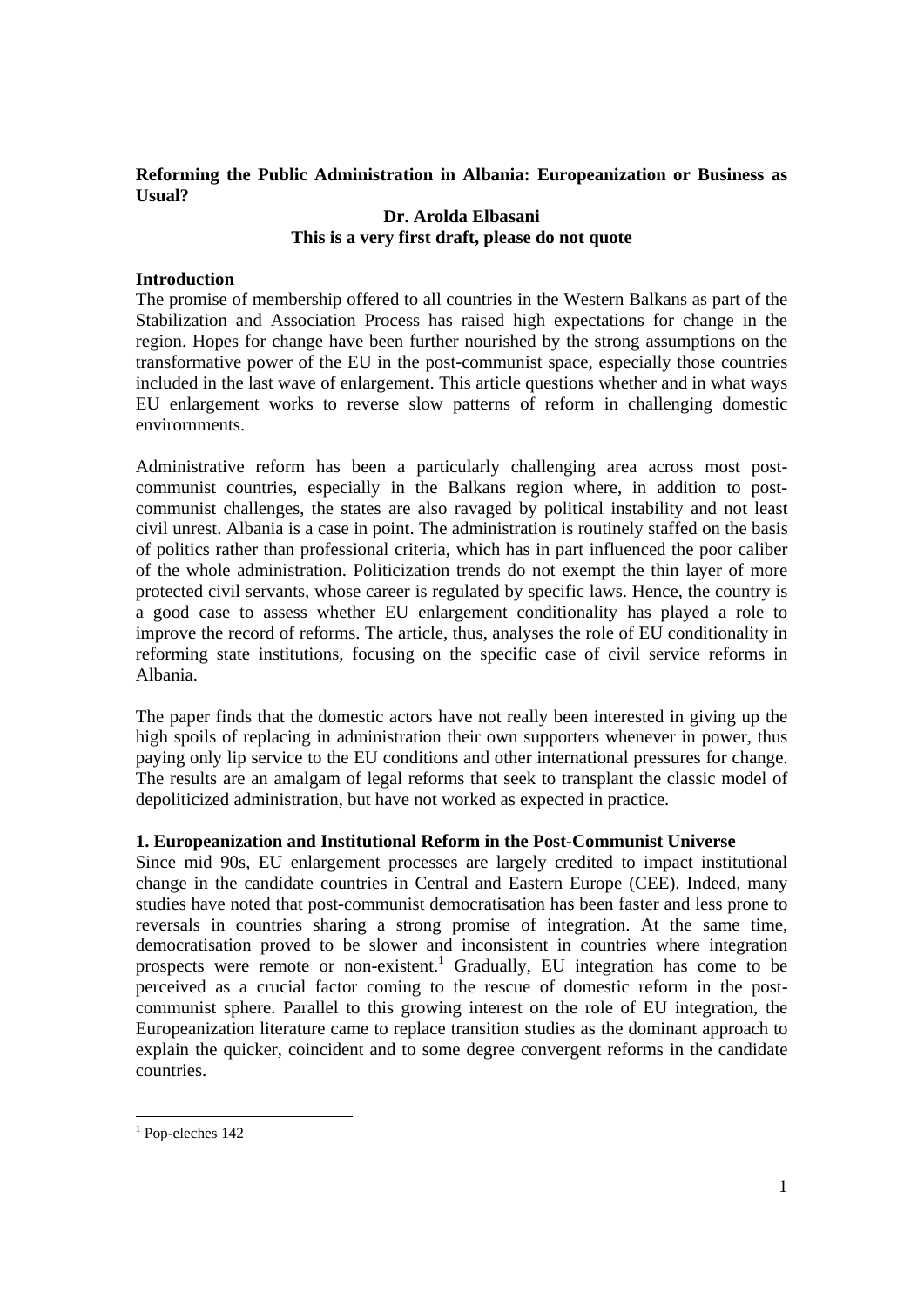**Reforming the Public Administration in Albania: Europeanization or Business as Usual?**

**Dr. Arolda Elbasani**
**This is a very first draft, please do not quote**

## Introduction

The promise of membership offered to all countries in the Western Balkans as part of the Stabilization and Association Process has raised high expectations for change in the region. Hopes for change have been further nourished by the strong assumptions on the transformative power of the EU in the post-communist space, especially those countries included in the last wave of enlargement. This article questions whether and in what ways EU enlargement works to reverse slow patterns of reform in challenging domestic envirornments.

Administrative reform has been a particularly challenging area across most post-communist countries, especially in the Balkans region where, in addition to post-communist challenges, the states are also ravaged by political instability and not least civil unrest. Albania is a case in point. The administration is routinely staffed on the basis of politics rather than professional criteria, which has in part influenced the poor caliber of the whole administration. Politicization trends do not exempt the thin layer of more protected civil servants, whose career is regulated by specific laws. Hence, the country is a good case to assess whether EU enlargement conditionality has played a role to improve the record of reforms. The article, thus, analyses the role of EU conditionality in reforming state institutions, focusing on the specific case of civil service reforms in Albania.

The paper finds that the domestic actors have not really been interested in giving up the high spoils of replacing in administration their own supporters whenever in power, thus paying only lip service to the EU conditions and other international pressures for change. The results are an amalgam of legal reforms that seek to transplant the classic model of depoliticized administration, but have not worked as expected in practice.

## 1. Europeanization and Institutional Reform in the Post-Communist Universe

Since mid 90s, EU enlargement processes are largely credited to impact institutional change in the candidate countries in Central and Eastern Europe (CEE). Indeed, many studies have noted that post-communist democratisation has been faster and less prone to reversals in countries sharing a strong promise of integration. At the same time, democratisation proved to be slower and inconsistent in countries where integration prospects were remote or non-existent.[1] Gradually, EU integration has come to be perceived as a crucial factor coming to the rescue of domestic reform in the post-communist sphere. Parallel to this growing interest on the role of EU integration, the Europeanization literature came to replace transition studies as the dominant approach to explain the quicker, coincident and to some degree convergent reforms in the candidate countries.

---

[1] Pop-eleches 142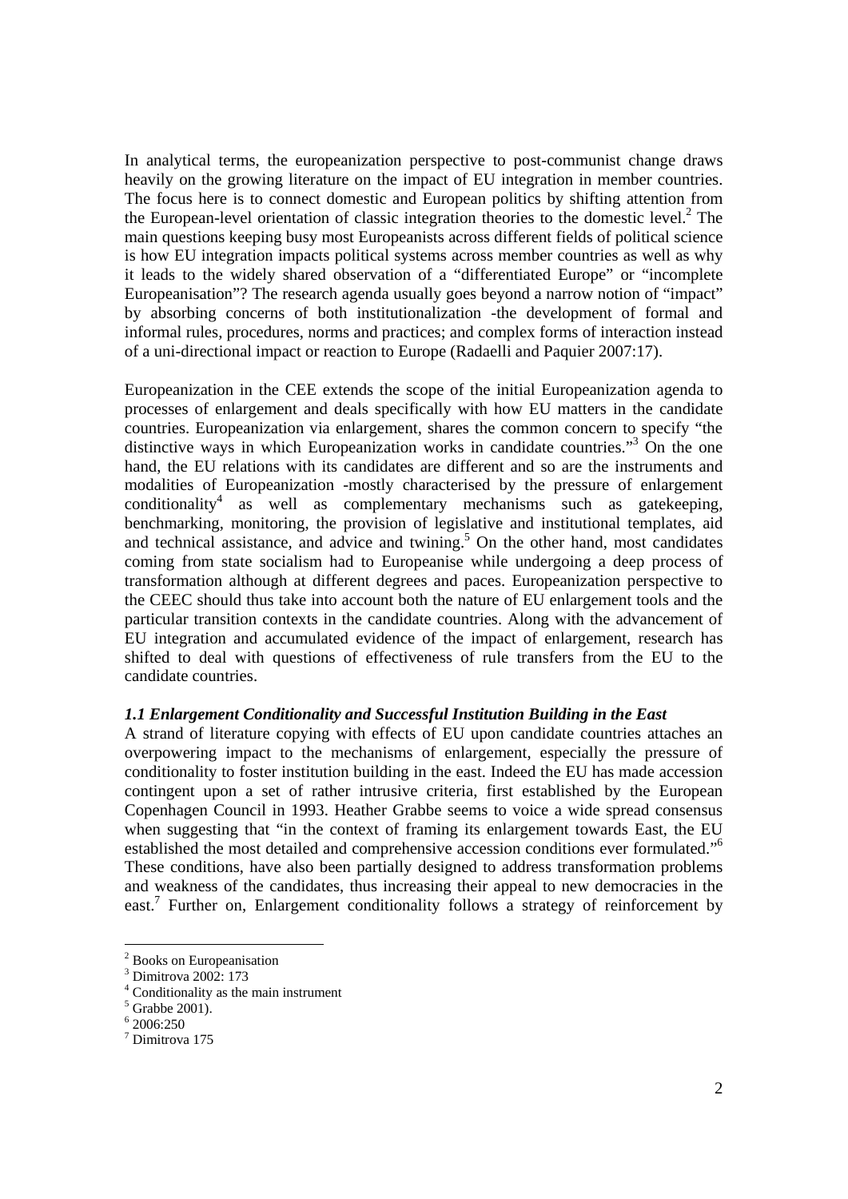In analytical terms, the europeanization perspective to post-communist change draws heavily on the growing literature on the impact of EU integration in member countries. The focus here is to connect domestic and European politics by shifting attention from the European-level orientation of classic integration theories to the domestic level.[2] The main questions keeping busy most Europeanists across different fields of political science is how EU integration impacts political systems across member countries as well as why it leads to the widely shared observation of a "differentiated Europe" or "incomplete Europeanisation"? The research agenda usually goes beyond a narrow notion of "impact" by absorbing concerns of both institutionalization -the development of formal and informal rules, procedures, norms and practices; and complex forms of interaction instead of a uni-directional impact or reaction to Europe (Radaelli and Paquier 2007:17).

Europeanization in the CEE extends the scope of the initial Europeanization agenda to processes of enlargement and deals specifically with how EU matters in the candidate countries. Europeanization via enlargement, shares the common concern to specify "the distinctive ways in which Europeanization works in candidate countries."[3] On the one hand, the EU relations with its candidates are different and so are the instruments and modalities of Europeanization -mostly characterised by the pressure of enlargement conditionality[4] as well as complementary mechanisms such as gatekeeping, benchmarking, monitoring, the provision of legislative and institutional templates, aid and technical assistance, and advice and twining.[5] On the other hand, most candidates coming from state socialism had to Europeanise while undergoing a deep process of transformation although at different degrees and paces. Europeanization perspective to the CEEC should thus take into account both the nature of EU enlargement tools and the particular transition contexts in the candidate countries. Along with the advancement of EU integration and accumulated evidence of the impact of enlargement, research has shifted to deal with questions of effectiveness of rule transfers from the EU to the candidate countries.

### *1.1 Enlargement Conditionality and Successful Institution Building in the East*

A strand of literature copying with effects of EU upon candidate countries attaches an overpowering impact to the mechanisms of enlargement, especially the pressure of conditionality to foster institution building in the east. Indeed the EU has made accession contingent upon a set of rather intrusive criteria, first established by the European Copenhagen Council in 1993. Heather Grabbe seems to voice a wide spread consensus when suggesting that "in the context of framing its enlargement towards East, the EU established the most detailed and comprehensive accession conditions ever formulated."[6] These conditions, have also been partially designed to address transformation problems and weakness of the candidates, thus increasing their appeal to new democracies in the east.[7] Further on, Enlargement conditionality follows a strategy of reinforcement by

---

[2] Books on Europeanisation
[3] Dimitrova 2002: 173
[4] Conditionality as the main instrument
[5] Grabbe 2001).
[6] 2006:250
[7] Dimitrova 175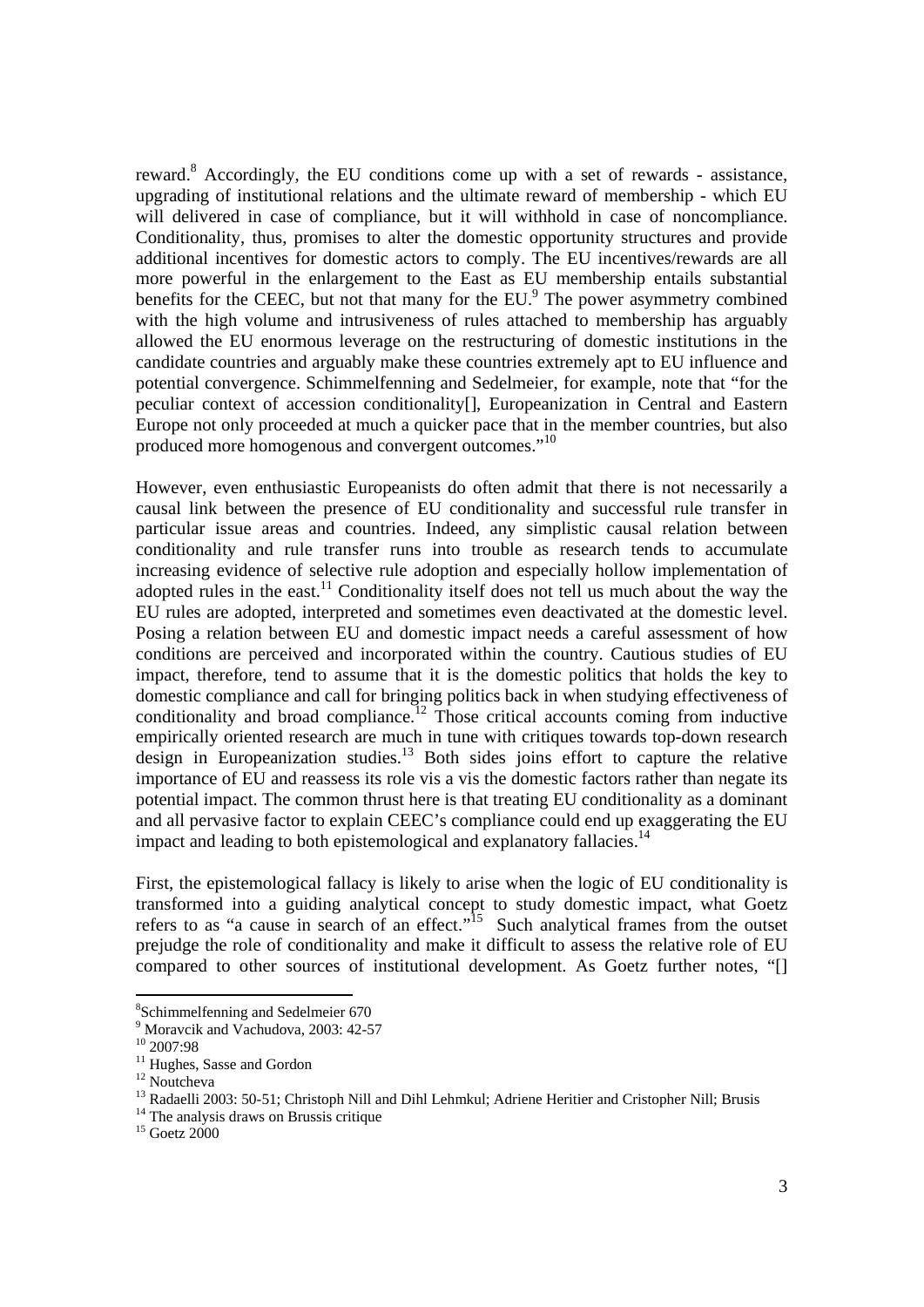reward.[8] Accordingly, the EU conditions come up with a set of rewards - assistance, upgrading of institutional relations and the ultimate reward of membership - which EU will delivered in case of compliance, but it will withhold in case of noncompliance. Conditionality, thus, promises to alter the domestic opportunity structures and provide additional incentives for domestic actors to comply. The EU incentives/rewards are all more powerful in the enlargement to the East as EU membership entails substantial benefits for the CEEC, but not that many for the EU.[9] The power asymmetry combined with the high volume and intrusiveness of rules attached to membership has arguably allowed the EU enormous leverage on the restructuring of domestic institutions in the candidate countries and arguably make these countries extremely apt to EU influence and potential convergence. Schimmelfenning and Sedelmeier, for example, note that "for the peculiar context of accession conditionality[], Europeanization in Central and Eastern Europe not only proceeded at much a quicker pace that in the member countries, but also produced more homogenous and convergent outcomes."[10]

However, even enthusiastic Europeanists do often admit that there is not necessarily a causal link between the presence of EU conditionality and successful rule transfer in particular issue areas and countries. Indeed, any simplistic causal relation between conditionality and rule transfer runs into trouble as research tends to accumulate increasing evidence of selective rule adoption and especially hollow implementation of adopted rules in the east.[11] Conditionality itself does not tell us much about the way the EU rules are adopted, interpreted and sometimes even deactivated at the domestic level. Posing a relation between EU and domestic impact needs a careful assessment of how conditions are perceived and incorporated within the country. Cautious studies of EU impact, therefore, tend to assume that it is the domestic politics that holds the key to domestic compliance and call for bringing politics back in when studying effectiveness of conditionality and broad compliance.[12] Those critical accounts coming from inductive empirically oriented research are much in tune with critiques towards top-down research design in Europeanization studies.[13] Both sides joins effort to capture the relative importance of EU and reassess its role vis a vis the domestic factors rather than negate its potential impact. The common thrust here is that treating EU conditionality as a dominant and all pervasive factor to explain CEEC's compliance could end up exaggerating the EU impact and leading to both epistemological and explanatory fallacies.[14]

First, the epistemological fallacy is likely to arise when the logic of EU conditionality is transformed into a guiding analytical concept to study domestic impact, what Goetz refers to as "a cause in search of an effect."[15] Such analytical frames from the outset prejudge the role of conditionality and make it difficult to assess the relative role of EU compared to other sources of institutional development. As Goetz further notes, "[]

---

[8] Schimmelfenning and Sedelmeier 670

[9] Moravcik and Vachudova, 2003: 42-57

[10] 2007:98

[11] Hughes, Sasse and Gordon

[12] Noutcheva

[13] Radaelli 2003: 50-51; Christoph Nill and Dihl Lehmkul; Adriene Heritier and Cristopher Nill; Brusis

[14] The analysis draws on Brussis critique

[15] Goetz 2000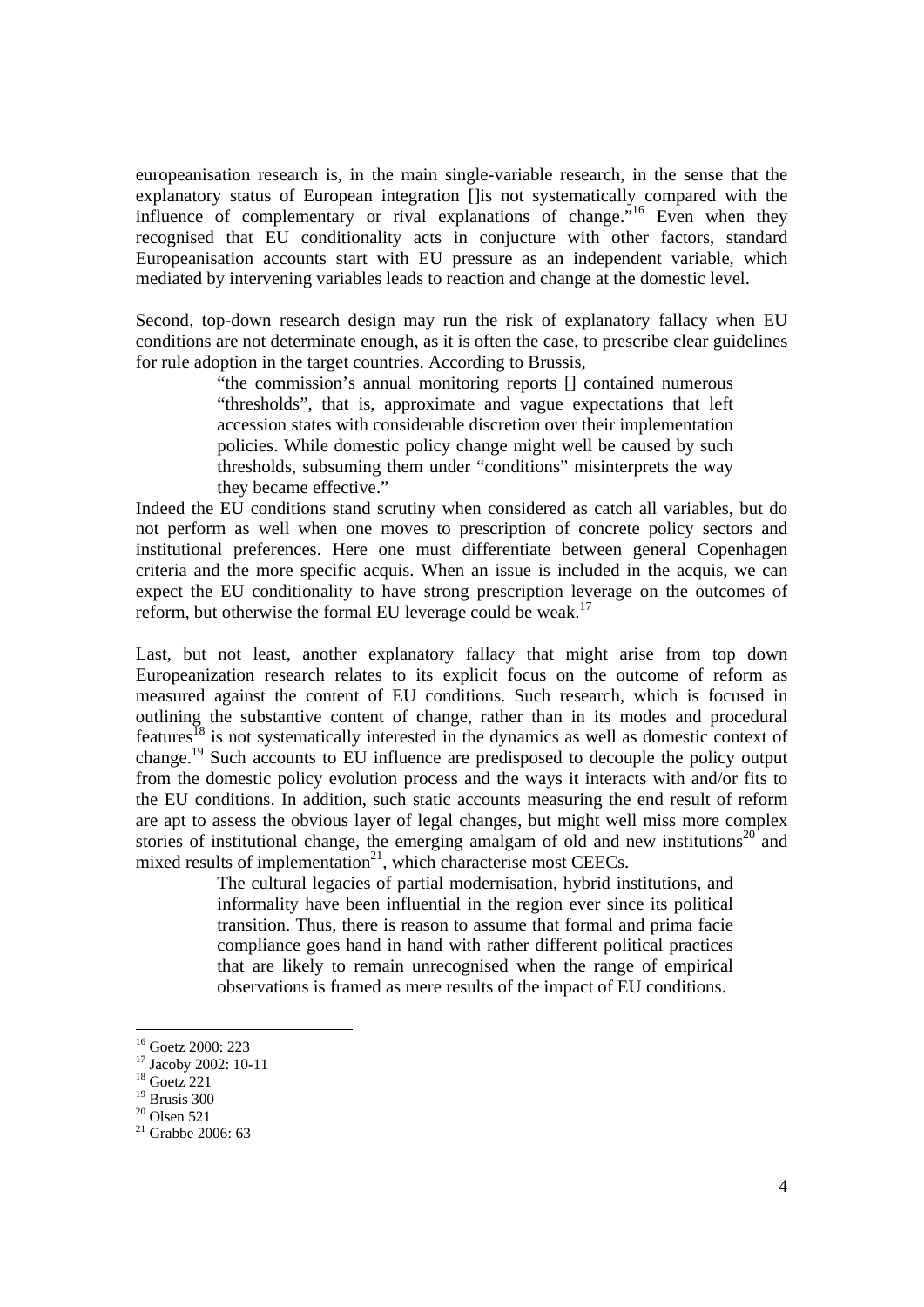europeanisation research is, in the main single-variable research, in the sense that the explanatory status of European integration []is not systematically compared with the influence of complementary or rival explanations of change."[16] Even when they recognised that EU conditionality acts in conjucture with other factors, standard Europeanisation accounts start with EU pressure as an independent variable, which mediated by intervening variables leads to reaction and change at the domestic level.

Second, top-down research design may run the risk of explanatory fallacy when EU conditions are not determinate enough, as it is often the case, to prescribe clear guidelines for rule adoption in the target countries. According to Brussis,

> "the commission's annual monitoring reports [] contained numerous "thresholds", that is, approximate and vague expectations that left accession states with considerable discretion over their implementation policies. While domestic policy change might well be caused by such thresholds, subsuming them under "conditions" misinterprets the way they became effective."

Indeed the EU conditions stand scrutiny when considered as catch all variables, but do not perform as well when one moves to prescription of concrete policy sectors and institutional preferences. Here one must differentiate between general Copenhagen criteria and the more specific acquis. When an issue is included in the acquis, we can expect the EU conditionality to have strong prescription leverage on the outcomes of reform, but otherwise the formal EU leverage could be weak.[17]

Last, but not least, another explanatory fallacy that might arise from top down Europeanization research relates to its explicit focus on the outcome of reform as measured against the content of EU conditions. Such research, which is focused in outlining the substantive content of change, rather than in its modes and procedural features[18] is not systematically interested in the dynamics as well as domestic context of change.[19] Such accounts to EU influence are predisposed to decouple the policy output from the domestic policy evolution process and the ways it interacts with and/or fits to the EU conditions. In addition, such static accounts measuring the end result of reform are apt to assess the obvious layer of legal changes, but might well miss more complex stories of institutional change, the emerging amalgam of old and new institutions[20] and mixed results of implementation[21], which characterise most CEECs.

> The cultural legacies of partial modernisation, hybrid institutions, and informality have been influential in the region ever since its political transition. Thus, there is reason to assume that formal and prima facie compliance goes hand in hand with rather different political practices that are likely to remain unrecognised when the range of empirical observations is framed as mere results of the impact of EU conditions.

---

[16] Goetz 2000: 223
[17] Jacoby 2002: 10-11
[18] Goetz 221
[19] Brusis 300
[20] Olsen 521
[21] Grabbe 2006: 63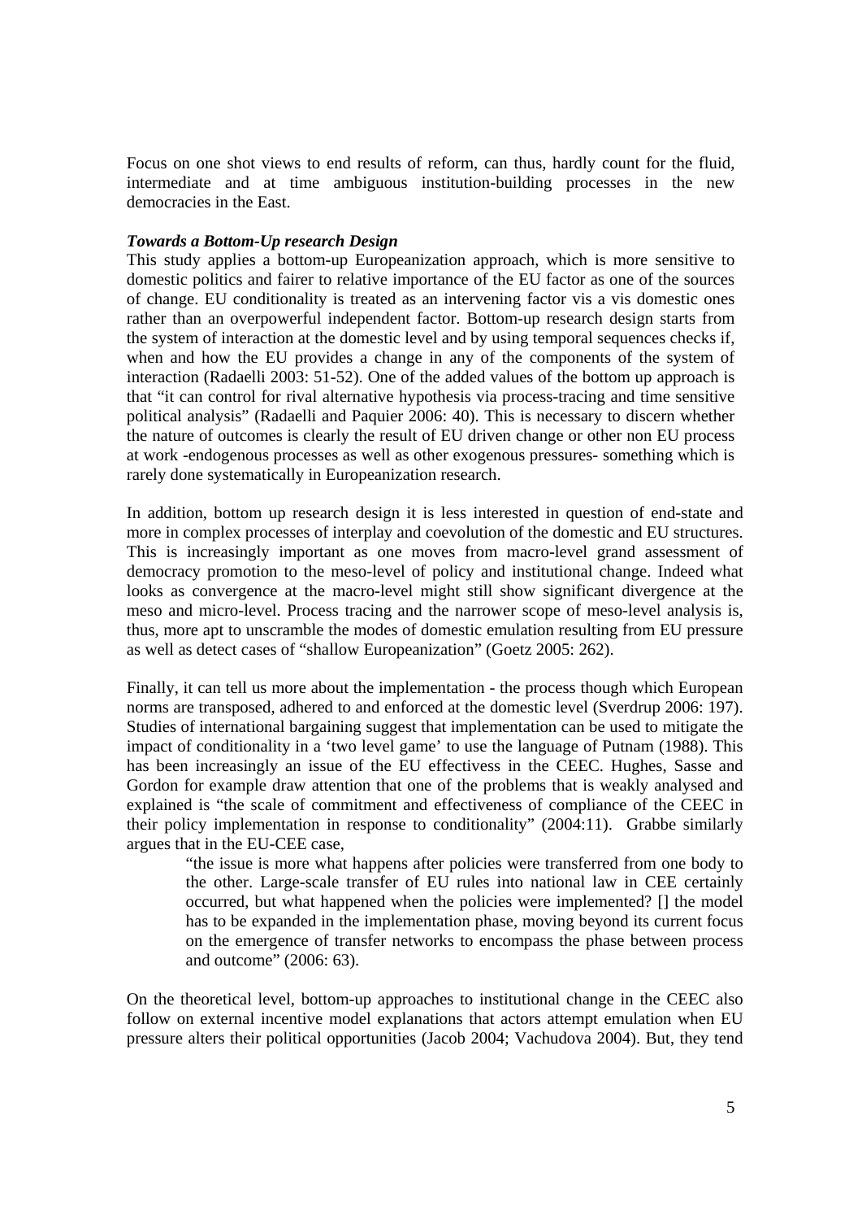Focus on one shot views to end results of reform, can thus, hardly count for the fluid, intermediate and at time ambiguous institution-building processes in the new democracies in the East.

***Towards a Bottom-Up research Design***

This study applies a bottom-up Europeanization approach, which is more sensitive to domestic politics and fairer to relative importance of the EU factor as one of the sources of change. EU conditionality is treated as an intervening factor vis a vis domestic ones rather than an overpowerful independent factor. Bottom-up research design starts from the system of interaction at the domestic level and by using temporal sequences checks if, when and how the EU provides a change in any of the components of the system of interaction (Radaelli 2003: 51-52). One of the added values of the bottom up approach is that "it can control for rival alternative hypothesis via process-tracing and time sensitive political analysis" (Radaelli and Paquier 2006: 40). This is necessary to discern whether the nature of outcomes is clearly the result of EU driven change or other non EU process at work -endogenous processes as well as other exogenous pressures- something which is rarely done systematically in Europeanization research.

In addition, bottom up research design it is less interested in question of end-state and more in complex processes of interplay and coevolution of the domestic and EU structures. This is increasingly important as one moves from macro-level grand assessment of democracy promotion to the meso-level of policy and institutional change. Indeed what looks as convergence at the macro-level might still show significant divergence at the meso and micro-level. Process tracing and the narrower scope of meso-level analysis is, thus, more apt to unscramble the modes of domestic emulation resulting from EU pressure as well as detect cases of "shallow Europeanization" (Goetz 2005: 262).

Finally, it can tell us more about the implementation - the process though which European norms are transposed, adhered to and enforced at the domestic level (Sverdrup 2006: 197). Studies of international bargaining suggest that implementation can be used to mitigate the impact of conditionality in a 'two level game' to use the language of Putnam (1988). This has been increasingly an issue of the EU effectivess in the CEEC. Hughes, Sasse and Gordon for example draw attention that one of the problems that is weakly analysed and explained is "the scale of commitment and effectiveness of compliance of the CEEC in their policy implementation in response to conditionality" (2004:11). Grabbe similarly argues that in the EU-CEE case,

> "the issue is more what happens after policies were transferred from one body to the other. Large-scale transfer of EU rules into national law in CEE certainly occurred, but what happened when the policies were implemented? [] the model has to be expanded in the implementation phase, moving beyond its current focus on the emergence of transfer networks to encompass the phase between process and outcome" (2006: 63).

On the theoretical level, bottom-up approaches to institutional change in the CEEC also follow on external incentive model explanations that actors attempt emulation when EU pressure alters their political opportunities (Jacob 2004; Vachudova 2004). But, they tend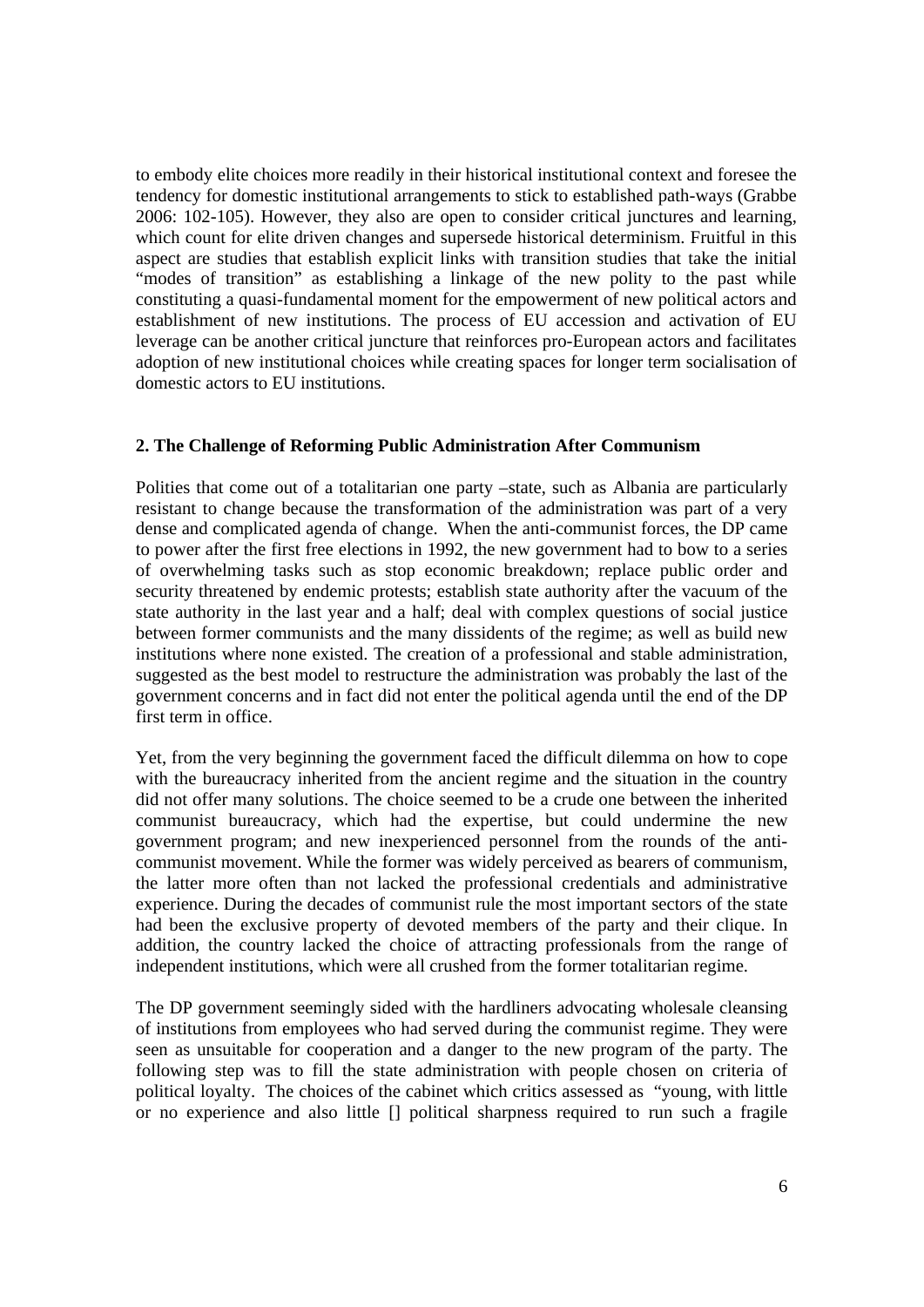to embody elite choices more readily in their historical institutional context and foresee the tendency for domestic institutional arrangements to stick to established path-ways (Grabbe 2006: 102-105). However, they also are open to consider critical junctures and learning, which count for elite driven changes and supersede historical determinism. Fruitful in this aspect are studies that establish explicit links with transition studies that take the initial "modes of transition" as establishing a linkage of the new polity to the past while constituting a quasi-fundamental moment for the empowerment of new political actors and establishment of new institutions. The process of EU accession and activation of EU leverage can be another critical juncture that reinforces pro-European actors and facilitates adoption of new institutional choices while creating spaces for longer term socialisation of domestic actors to EU institutions.

## 2. The Challenge of Reforming Public Administration After Communism

Polities that come out of a totalitarian one party –state, such as Albania are particularly resistant to change because the transformation of the administration was part of a very dense and complicated agenda of change. When the anti-communist forces, the DP came to power after the first free elections in 1992, the new government had to bow to a series of overwhelming tasks such as stop economic breakdown; replace public order and security threatened by endemic protests; establish state authority after the vacuum of the state authority in the last year and a half; deal with complex questions of social justice between former communists and the many dissidents of the regime; as well as build new institutions where none existed. The creation of a professional and stable administration, suggested as the best model to restructure the administration was probably the last of the government concerns and in fact did not enter the political agenda until the end of the DP first term in office.

Yet, from the very beginning the government faced the difficult dilemma on how to cope with the bureaucracy inherited from the ancient regime and the situation in the country did not offer many solutions. The choice seemed to be a crude one between the inherited communist bureaucracy, which had the expertise, but could undermine the new government program; and new inexperienced personnel from the rounds of the anti-communist movement. While the former was widely perceived as bearers of communism, the latter more often than not lacked the professional credentials and administrative experience. During the decades of communist rule the most important sectors of the state had been the exclusive property of devoted members of the party and their clique. In addition, the country lacked the choice of attracting professionals from the range of independent institutions, which were all crushed from the former totalitarian regime.

The DP government seemingly sided with the hardliners advocating wholesale cleansing of institutions from employees who had served during the communist regime. They were seen as unsuitable for cooperation and a danger to the new program of the party. The following step was to fill the state administration with people chosen on criteria of political loyalty. The choices of the cabinet which critics assessed as "young, with little or no experience and also little [] political sharpness required to run such a fragile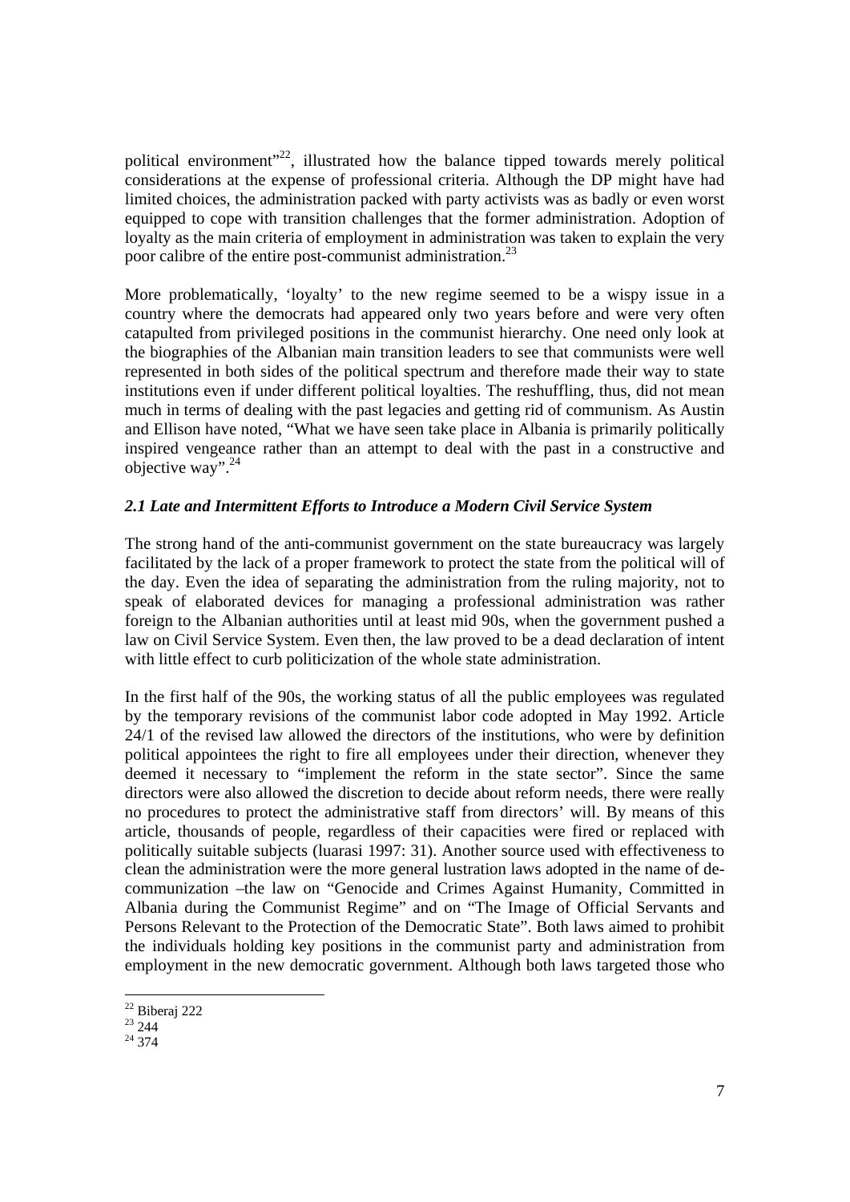political environment"[22], illustrated how the balance tipped towards merely political considerations at the expense of professional criteria. Although the DP might have had limited choices, the administration packed with party activists was as badly or even worst equipped to cope with transition challenges that the former administration. Adoption of loyalty as the main criteria of employment in administration was taken to explain the very poor calibre of the entire post-communist administration.[23]

More problematically, 'loyalty' to the new regime seemed to be a wispy issue in a country where the democrats had appeared only two years before and were very often catapulted from privileged positions in the communist hierarchy. One need only look at the biographies of the Albanian main transition leaders to see that communists were well represented in both sides of the political spectrum and therefore made their way to state institutions even if under different political loyalties. The reshuffling, thus, did not mean much in terms of dealing with the past legacies and getting rid of communism. As Austin and Ellison have noted, "What we have seen take place in Albania is primarily politically inspired vengeance rather than an attempt to deal with the past in a constructive and objective way".[24]

### *2.1 Late and Intermittent Efforts to Introduce a Modern Civil Service System*

The strong hand of the anti-communist government on the state bureaucracy was largely facilitated by the lack of a proper framework to protect the state from the political will of the day. Even the idea of separating the administration from the ruling majority, not to speak of elaborated devices for managing a professional administration was rather foreign to the Albanian authorities until at least mid 90s, when the government pushed a law on Civil Service System. Even then, the law proved to be a dead declaration of intent with little effect to curb politicization of the whole state administration.

In the first half of the 90s, the working status of all the public employees was regulated by the temporary revisions of the communist labor code adopted in May 1992. Article 24/1 of the revised law allowed the directors of the institutions, who were by definition political appointees the right to fire all employees under their direction, whenever they deemed it necessary to "implement the reform in the state sector". Since the same directors were also allowed the discretion to decide about reform needs, there were really no procedures to protect the administrative staff from directors' will. By means of this article, thousands of people, regardless of their capacities were fired or replaced with politically suitable subjects (luarasi 1997: 31). Another source used with effectiveness to clean the administration were the more general lustration laws adopted in the name of de-communization –the law on "Genocide and Crimes Against Humanity, Committed in Albania during the Communist Regime" and on "The Image of Official Servants and Persons Relevant to the Protection of the Democratic State". Both laws aimed to prohibit the individuals holding key positions in the communist party and administration from employment in the new democratic government. Although both laws targeted those who

---

[22] Biberaj 222

[23] 244

[24] 374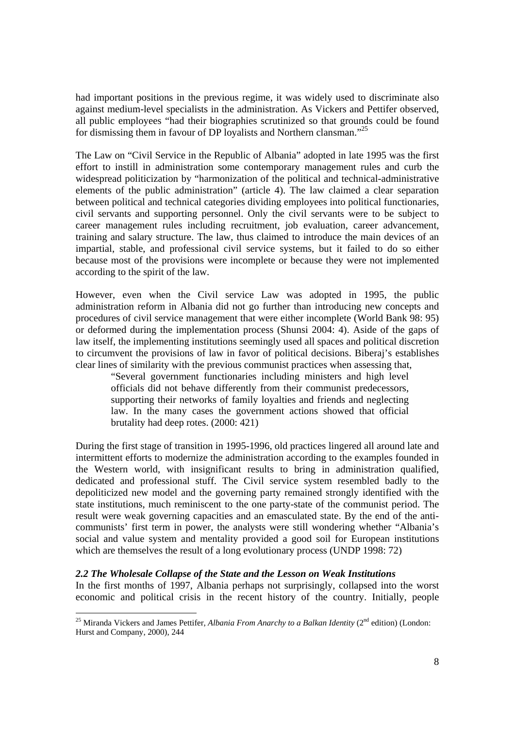had important positions in the previous regime, it was widely used to discriminate also against medium-level specialists in the administration. As Vickers and Pettifer observed, all public employees "had their biographies scrutinized so that grounds could be found for dismissing them in favour of DP loyalists and Northern clansman."[25]

The Law on "Civil Service in the Republic of Albania" adopted in late 1995 was the first effort to instill in administration some contemporary management rules and curb the widespread politicization by "harmonization of the political and technical-administrative elements of the public administration" (article 4). The law claimed a clear separation between political and technical categories dividing employees into political functionaries, civil servants and supporting personnel. Only the civil servants were to be subject to career management rules including recruitment, job evaluation, career advancement, training and salary structure. The law, thus claimed to introduce the main devices of an impartial, stable, and professional civil service systems, but it failed to do so either because most of the provisions were incomplete or because they were not implemented according to the spirit of the law.

However, even when the Civil service Law was adopted in 1995, the public administration reform in Albania did not go further than introducing new concepts and procedures of civil service management that were either incomplete (World Bank 98: 95) or deformed during the implementation process (Shunsi 2004: 4). Aside of the gaps of law itself, the implementing institutions seemingly used all spaces and political discretion to circumvent the provisions of law in favor of political decisions. Biberaj's establishes clear lines of similarity with the previous communist practices when assessing that,

> "Several government functionaries including ministers and high level officials did not behave differently from their communist predecessors, supporting their networks of family loyalties and friends and neglecting law. In the many cases the government actions showed that official brutality had deep rotes. (2000: 421)

During the first stage of transition in 1995-1996, old practices lingered all around late and intermittent efforts to modernize the administration according to the examples founded in the Western world, with insignificant results to bring in administration qualified, dedicated and professional stuff. The Civil service system resembled badly to the depoliticized new model and the governing party remained strongly identified with the state institutions, much reminiscent to the one party-state of the communist period. The result were weak governing capacities and an emasculated state. By the end of the anti-communists' first term in power, the analysts were still wondering whether "Albania's social and value system and mentality provided a good soil for European institutions which are themselves the result of a long evolutionary process (UNDP 1998: 72)

### *2.2 The Wholesale Collapse of the State and the Lesson on Weak Institutions*

In the first months of 1997, Albania perhaps not surprisingly, collapsed into the worst economic and political crisis in the recent history of the country. Initially, people

---

[25] Miranda Vickers and James Pettifer, *Albania From Anarchy to a Balkan Identity* (2nd edition) (London: Hurst and Company, 2000), 244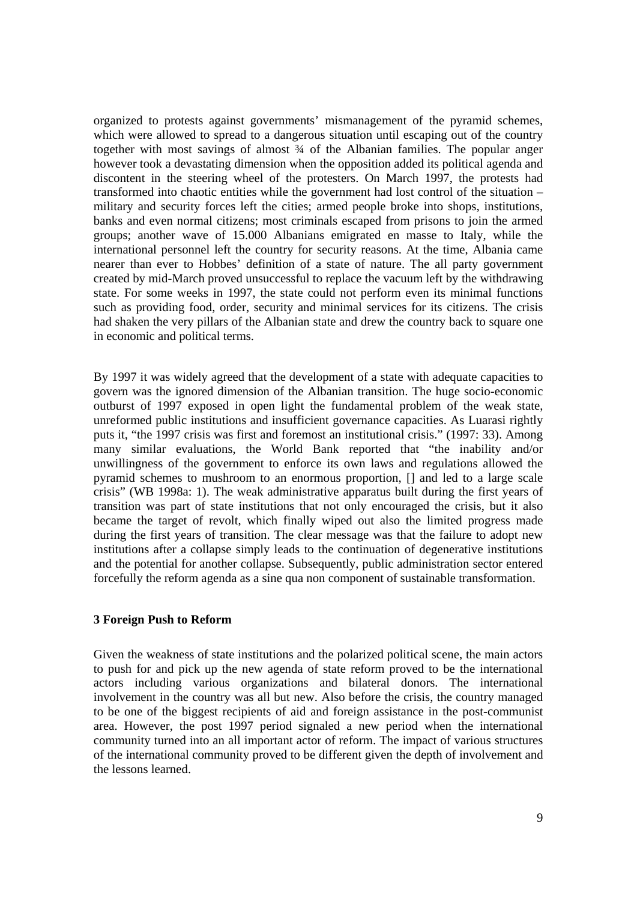organized to protests against governments' mismanagement of the pyramid schemes, which were allowed to spread to a dangerous situation until escaping out of the country together with most savings of almost ¾ of the Albanian families. The popular anger however took a devastating dimension when the opposition added its political agenda and discontent in the steering wheel of the protesters. On March 1997, the protests had transformed into chaotic entities while the government had lost control of the situation – military and security forces left the cities; armed people broke into shops, institutions, banks and even normal citizens; most criminals escaped from prisons to join the armed groups; another wave of 15.000 Albanians emigrated en masse to Italy, while the international personnel left the country for security reasons. At the time, Albania came nearer than ever to Hobbes' definition of a state of nature. The all party government created by mid-March proved unsuccessful to replace the vacuum left by the withdrawing state. For some weeks in 1997, the state could not perform even its minimal functions such as providing food, order, security and minimal services for its citizens. The crisis had shaken the very pillars of the Albanian state and drew the country back to square one in economic and political terms.

By 1997 it was widely agreed that the development of a state with adequate capacities to govern was the ignored dimension of the Albanian transition. The huge socio-economic outburst of 1997 exposed in open light the fundamental problem of the weak state, unreformed public institutions and insufficient governance capacities. As Luarasi rightly puts it, "the 1997 crisis was first and foremost an institutional crisis." (1997: 33). Among many similar evaluations, the World Bank reported that "the inability and/or unwillingness of the government to enforce its own laws and regulations allowed the pyramid schemes to mushroom to an enormous proportion, [] and led to a large scale crisis" (WB 1998a: 1). The weak administrative apparatus built during the first years of transition was part of state institutions that not only encouraged the crisis, but it also became the target of revolt, which finally wiped out also the limited progress made during the first years of transition. The clear message was that the failure to adopt new institutions after a collapse simply leads to the continuation of degenerative institutions and the potential for another collapse. Subsequently, public administration sector entered forcefully the reform agenda as a sine qua non component of sustainable transformation.

## 3 Foreign Push to Reform

Given the weakness of state institutions and the polarized political scene, the main actors to push for and pick up the new agenda of state reform proved to be the international actors including various organizations and bilateral donors. The international involvement in the country was all but new. Also before the crisis, the country managed to be one of the biggest recipients of aid and foreign assistance in the post-communist area. However, the post 1997 period signaled a new period when the international community turned into an all important actor of reform. The impact of various structures of the international community proved to be different given the depth of involvement and the lessons learned.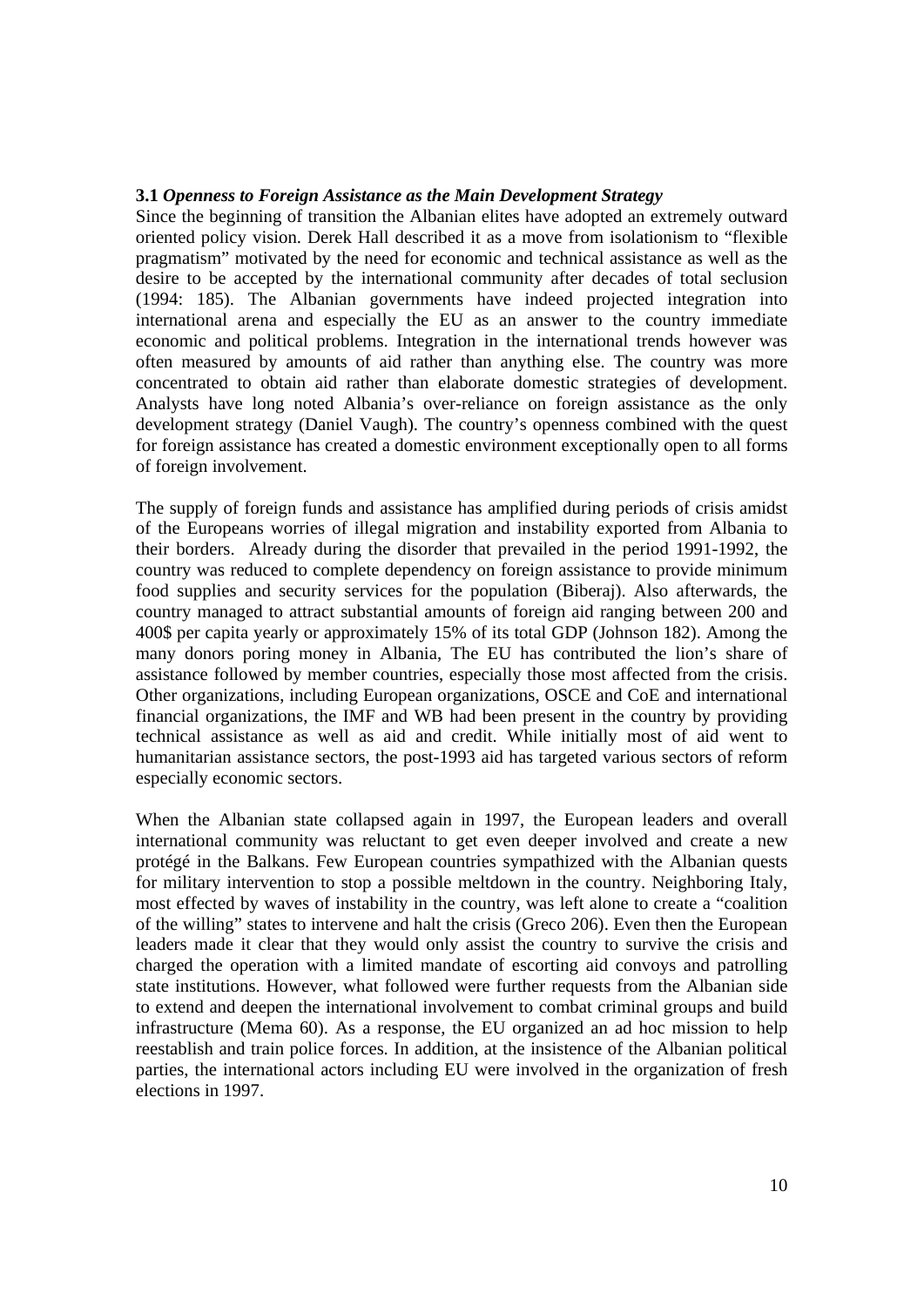**3.1** ***Openness to Foreign Assistance as the Main Development Strategy***

Since the beginning of transition the Albanian elites have adopted an extremely outward oriented policy vision. Derek Hall described it as a move from isolationism to "flexible pragmatism" motivated by the need for economic and technical assistance as well as the desire to be accepted by the international community after decades of total seclusion (1994: 185). The Albanian governments have indeed projected integration into international arena and especially the EU as an answer to the country immediate economic and political problems. Integration in the international trends however was often measured by amounts of aid rather than anything else. The country was more concentrated to obtain aid rather than elaborate domestic strategies of development. Analysts have long noted Albania's over-reliance on foreign assistance as the only development strategy (Daniel Vaugh). The country's openness combined with the quest for foreign assistance has created a domestic environment exceptionally open to all forms of foreign involvement.

The supply of foreign funds and assistance has amplified during periods of crisis amidst of the Europeans worries of illegal migration and instability exported from Albania to their borders. Already during the disorder that prevailed in the period 1991-1992, the country was reduced to complete dependency on foreign assistance to provide minimum food supplies and security services for the population (Biberaj). Also afterwards, the country managed to attract substantial amounts of foreign aid ranging between 200 and 400$ per capita yearly or approximately 15% of its total GDP (Johnson 182). Among the many donors poring money in Albania, The EU has contributed the lion's share of assistance followed by member countries, especially those most affected from the crisis. Other organizations, including European organizations, OSCE and CoE and international financial organizations, the IMF and WB had been present in the country by providing technical assistance as well as aid and credit. While initially most of aid went to humanitarian assistance sectors, the post-1993 aid has targeted various sectors of reform especially economic sectors.

When the Albanian state collapsed again in 1997, the European leaders and overall international community was reluctant to get even deeper involved and create a new protégé in the Balkans. Few European countries sympathized with the Albanian quests for military intervention to stop a possible meltdown in the country. Neighboring Italy, most effected by waves of instability in the country, was left alone to create a "coalition of the willing" states to intervene and halt the crisis (Greco 206). Even then the European leaders made it clear that they would only assist the country to survive the crisis and charged the operation with a limited mandate of escorting aid convoys and patrolling state institutions. However, what followed were further requests from the Albanian side to extend and deepen the international involvement to combat criminal groups and build infrastructure (Mema 60). As a response, the EU organized an ad hoc mission to help reestablish and train police forces. In addition, at the insistence of the Albanian political parties, the international actors including EU were involved in the organization of fresh elections in 1997.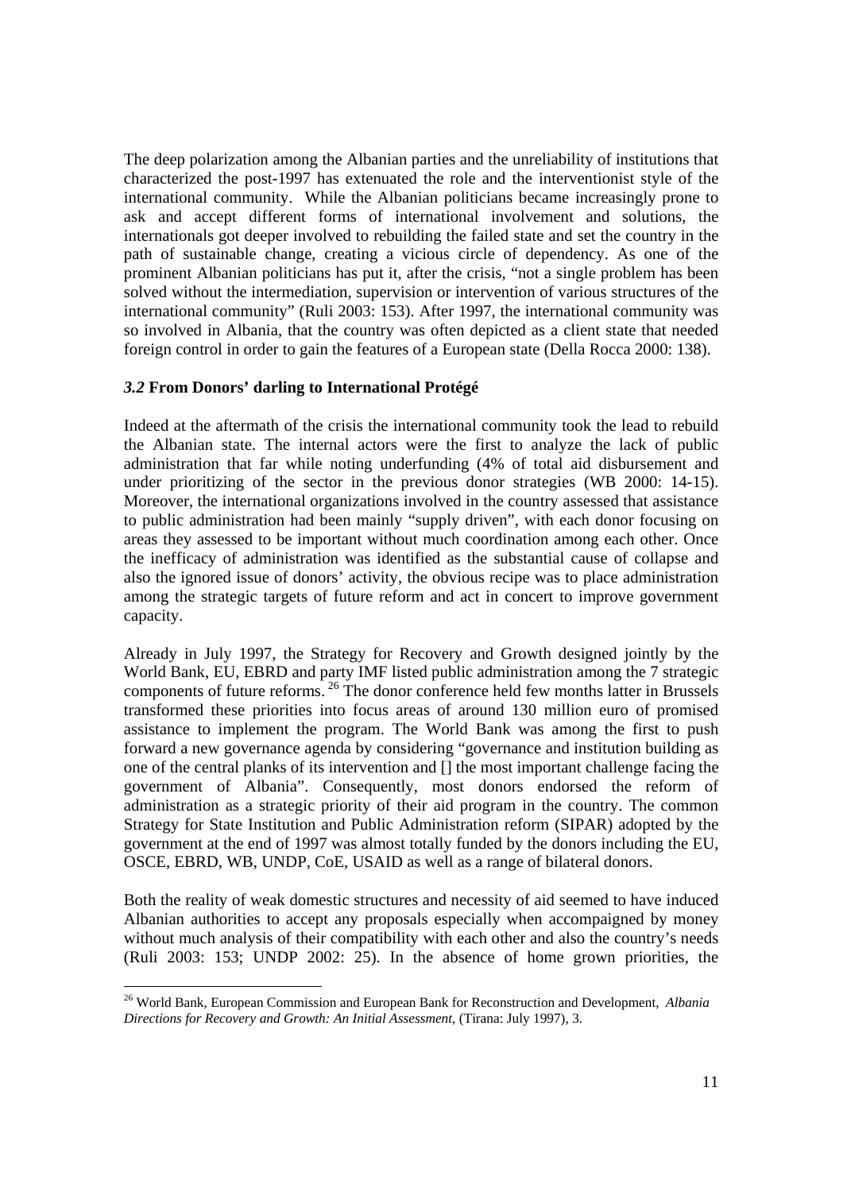The deep polarization among the Albanian parties and the unreliability of institutions that characterized the post-1997 has extenuated the role and the interventionist style of the international community. While the Albanian politicians became increasingly prone to ask and accept different forms of international involvement and solutions, the internationals got deeper involved to rebuilding the failed state and set the country in the path of sustainable change, creating a vicious circle of dependency. As one of the prominent Albanian politicians has put it, after the crisis, "not a single problem has been solved without the intermediation, supervision or intervention of various structures of the international community" (Ruli 2003: 153). After 1997, the international community was so involved in Albania, that the country was often depicted as a client state that needed foreign control in order to gain the features of a European state (Della Rocca 2000: 138).

### *3.2* From Donors' darling to International Protégé

Indeed at the aftermath of the crisis the international community took the lead to rebuild the Albanian state. The internal actors were the first to analyze the lack of public administration that far while noting underfunding (4% of total aid disbursement and under prioritizing of the sector in the previous donor strategies (WB 2000: 14-15). Moreover, the international organizations involved in the country assessed that assistance to public administration had been mainly "supply driven", with each donor focusing on areas they assessed to be important without much coordination among each other. Once the inefficacy of administration was identified as the substantial cause of collapse and also the ignored issue of donors' activity, the obvious recipe was to place administration among the strategic targets of future reform and act in concert to improve government capacity.

Already in July 1997, the Strategy for Recovery and Growth designed jointly by the World Bank, EU, EBRD and party IMF listed public administration among the 7 strategic components of future reforms.[26] The donor conference held few months latter in Brussels transformed these priorities into focus areas of around 130 million euro of promised assistance to implement the program. The World Bank was among the first to push forward a new governance agenda by considering "governance and institution building as one of the central planks of its intervention and [] the most important challenge facing the government of Albania". Consequently, most donors endorsed the reform of administration as a strategic priority of their aid program in the country. The common Strategy for State Institution and Public Administration reform (SIPAR) adopted by the government at the end of 1997 was almost totally funded by the donors including the EU, OSCE, EBRD, WB, UNDP, CoE, USAID as well as a range of bilateral donors.

Both the reality of weak domestic structures and necessity of aid seemed to have induced Albanian authorities to accept any proposals especially when accompaigned by money without much analysis of their compatibility with each other and also the country's needs (Ruli 2003: 153; UNDP 2002: 25). In the absence of home grown priorities, the

---

[26] World Bank, European Commission and European Bank for Reconstruction and Development, *Albania Directions for Recovery and Growth: An Initial Assessment*, (Tirana: July 1997), 3.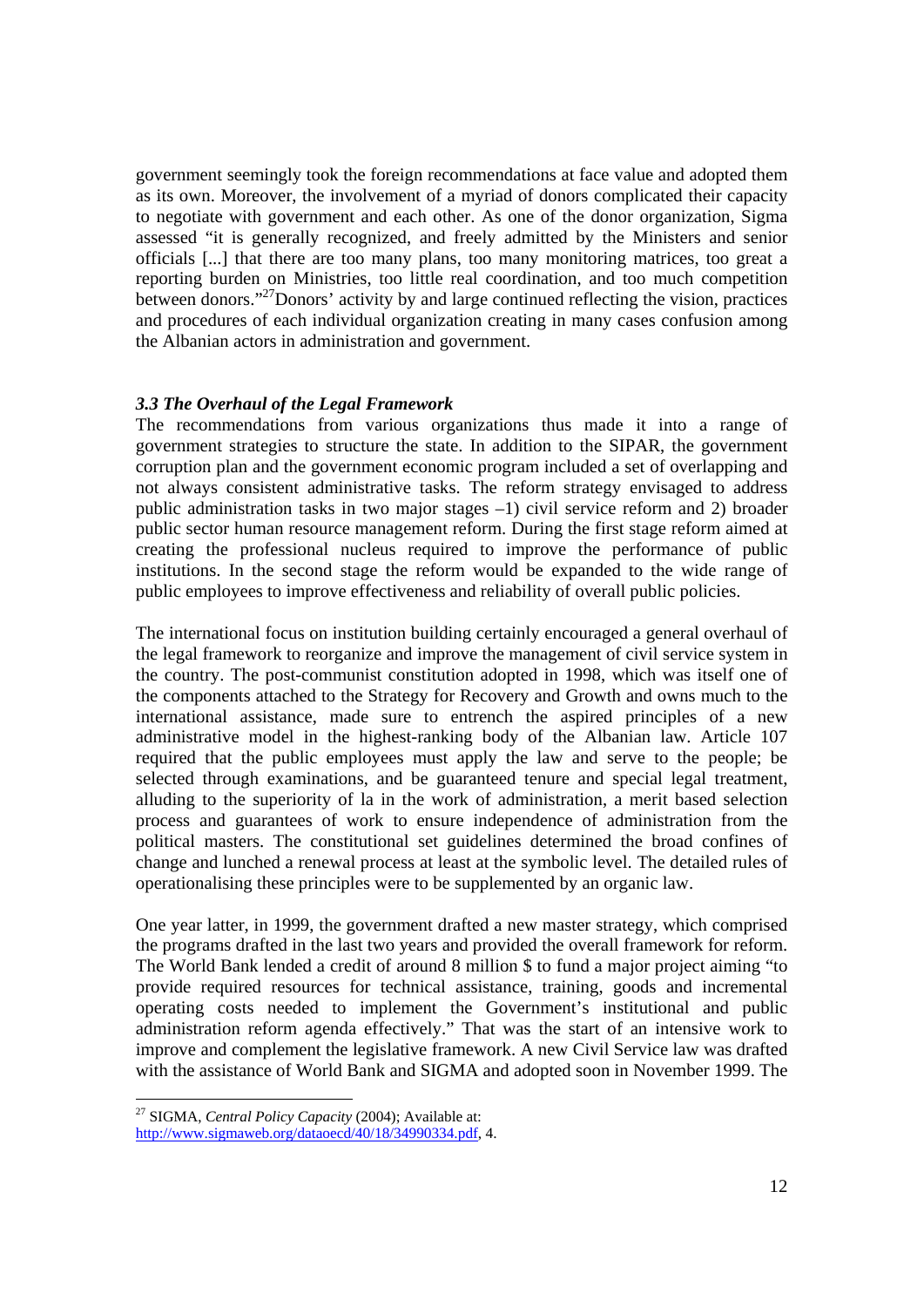government seemingly took the foreign recommendations at face value and adopted them as its own. Moreover, the involvement of a myriad of donors complicated their capacity to negotiate with government and each other. As one of the donor organization, Sigma assessed "it is generally recognized, and freely admitted by the Ministers and senior officials [...] that there are too many plans, too many monitoring matrices, too great a reporting burden on Ministries, too little real coordination, and too much competition between donors."[27] Donors' activity by and large continued reflecting the vision, practices and procedures of each individual organization creating in many cases confusion among the Albanian actors in administration and government.

### *3.3 The Overhaul of the Legal Framework*

The recommendations from various organizations thus made it into a range of government strategies to structure the state. In addition to the SIPAR, the government corruption plan and the government economic program included a set of overlapping and not always consistent administrative tasks. The reform strategy envisaged to address public administration tasks in two major stages –1) civil service reform and 2) broader public sector human resource management reform. During the first stage reform aimed at creating the professional nucleus required to improve the performance of public institutions. In the second stage the reform would be expanded to the wide range of public employees to improve effectiveness and reliability of overall public policies.

The international focus on institution building certainly encouraged a general overhaul of the legal framework to reorganize and improve the management of civil service system in the country. The post-communist constitution adopted in 1998, which was itself one of the components attached to the Strategy for Recovery and Growth and owns much to the international assistance, made sure to entrench the aspired principles of a new administrative model in the highest-ranking body of the Albanian law. Article 107 required that the public employees must apply the law and serve to the people; be selected through examinations, and be guaranteed tenure and special legal treatment, alluding to the superiority of la in the work of administration, a merit based selection process and guarantees of work to ensure independence of administration from the political masters. The constitutional set guidelines determined the broad confines of change and lunched a renewal process at least at the symbolic level. The detailed rules of operationalising these principles were to be supplemented by an organic law.

One year latter, in 1999, the government drafted a new master strategy, which comprised the programs drafted in the last two years and provided the overall framework for reform. The World Bank lended a credit of around 8 million $ to fund a major project aiming "to provide required resources for technical assistance, training, goods and incremental operating costs needed to implement the Government's institutional and public administration reform agenda effectively." That was the start of an intensive work to improve and complement the legislative framework. A new Civil Service law was drafted with the assistance of World Bank and SIGMA and adopted soon in November 1999. The

---

[27] SIGMA, *Central Policy Capacity* (2004); Available at: http://www.sigmaweb.org/dataoecd/40/18/34990334.pdf, 4.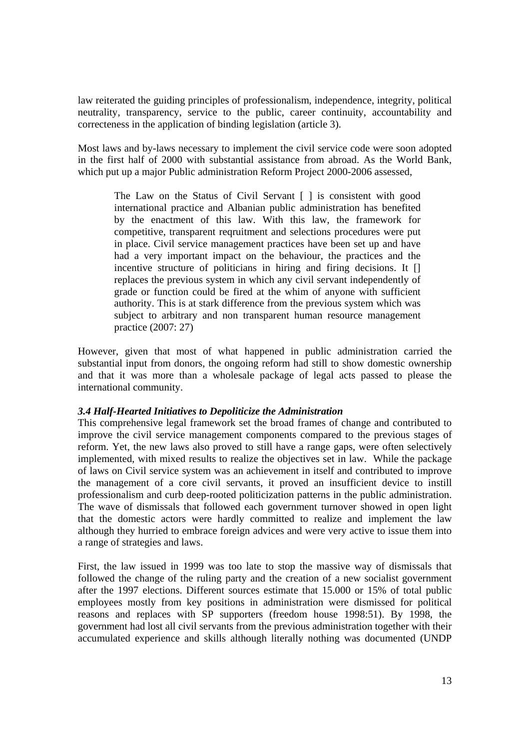law reiterated the guiding principles of professionalism, independence, integrity, political neutrality, transparency, service to the public, career continuity, accountability and correcteness in the application of binding legislation (article 3).

Most laws and by-laws necessary to implement the civil service code were soon adopted in the first half of 2000 with substantial assistance from abroad. As the World Bank, which put up a major Public administration Reform Project 2000-2006 assessed,

> The Law on the Status of Civil Servant [ ] is consistent with good international practice and Albanian public administration has benefited by the enactment of this law. With this law, the framework for competitive, transparent reqruitment and selections procedures were put in place. Civil service management practices have been set up and have had a very important impact on the behaviour, the practices and the incentive structure of politicians in hiring and firing decisions. It [] replaces the previous system in which any civil servant independently of grade or function could be fired at the whim of anyone with sufficient authority. This is at stark difference from the previous system which was subject to arbitrary and non transparent human resource management practice (2007: 27)

However, given that most of what happened in public administration carried the substantial input from donors, the ongoing reform had still to show domestic ownership and that it was more than a wholesale package of legal acts passed to please the international community.

### *3.4 Half-Hearted Initiatives to Depoliticize the Administration*

This comprehensive legal framework set the broad frames of change and contributed to improve the civil service management components compared to the previous stages of reform. Yet, the new laws also proved to still have a range gaps, were often selectively implemented, with mixed results to realize the objectives set in law. While the package of laws on Civil service system was an achievement in itself and contributed to improve the management of a core civil servants, it proved an insufficient device to instill professionalism and curb deep-rooted politicization patterns in the public administration. The wave of dismissals that followed each government turnover showed in open light that the domestic actors were hardly committed to realize and implement the law although they hurried to embrace foreign advices and were very active to issue them into a range of strategies and laws.

First, the law issued in 1999 was too late to stop the massive way of dismissals that followed the change of the ruling party and the creation of a new socialist government after the 1997 elections. Different sources estimate that 15.000 or 15% of total public employees mostly from key positions in administration were dismissed for political reasons and replaces with SP supporters (freedom house 1998:51). By 1998, the government had lost all civil servants from the previous administration together with their accumulated experience and skills although literally nothing was documented (UNDP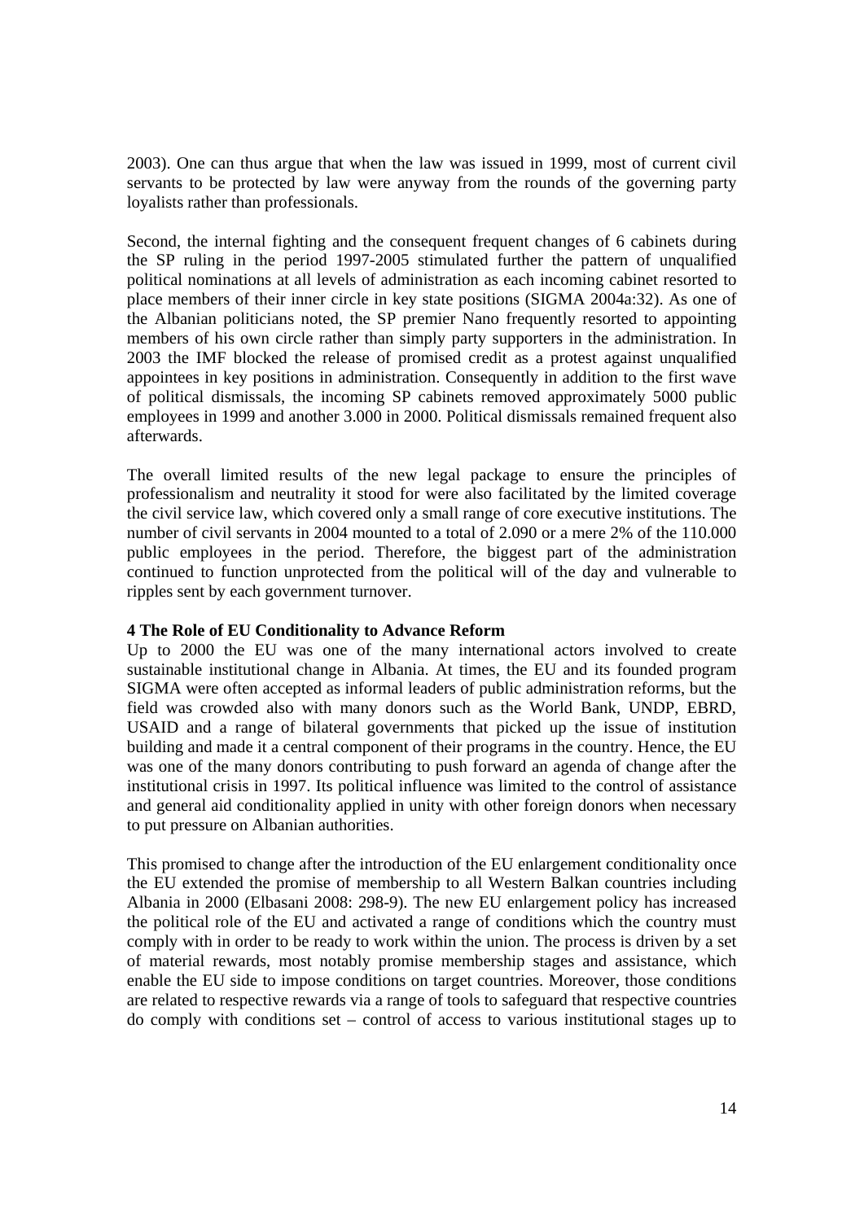2003). One can thus argue that when the law was issued in 1999, most of current civil servants to be protected by law were anyway from the rounds of the governing party loyalists rather than professionals.

Second, the internal fighting and the consequent frequent changes of 6 cabinets during the SP ruling in the period 1997-2005 stimulated further the pattern of unqualified political nominations at all levels of administration as each incoming cabinet resorted to place members of their inner circle in key state positions (SIGMA 2004a:32). As one of the Albanian politicians noted, the SP premier Nano frequently resorted to appointing members of his own circle rather than simply party supporters in the administration. In 2003 the IMF blocked the release of promised credit as a protest against unqualified appointees in key positions in administration. Consequently in addition to the first wave of political dismissals, the incoming SP cabinets removed approximately 5000 public employees in 1999 and another 3.000 in 2000. Political dismissals remained frequent also afterwards.

The overall limited results of the new legal package to ensure the principles of professionalism and neutrality it stood for were also facilitated by the limited coverage the civil service law, which covered only a small range of core executive institutions. The number of civil servants in 2004 mounted to a total of 2.090 or a mere 2% of the 110.000 public employees in the period. Therefore, the biggest part of the administration continued to function unprotected from the political will of the day and vulnerable to ripples sent by each government turnover.

### 4 The Role of EU Conditionality to Advance Reform

Up to 2000 the EU was one of the many international actors involved to create sustainable institutional change in Albania. At times, the EU and its founded program SIGMA were often accepted as informal leaders of public administration reforms, but the field was crowded also with many donors such as the World Bank, UNDP, EBRD, USAID and a range of bilateral governments that picked up the issue of institution building and made it a central component of their programs in the country. Hence, the EU was one of the many donors contributing to push forward an agenda of change after the institutional crisis in 1997. Its political influence was limited to the control of assistance and general aid conditionality applied in unity with other foreign donors when necessary to put pressure on Albanian authorities.

This promised to change after the introduction of the EU enlargement conditionality once the EU extended the promise of membership to all Western Balkan countries including Albania in 2000 (Elbasani 2008: 298-9). The new EU enlargement policy has increased the political role of the EU and activated a range of conditions which the country must comply with in order to be ready to work within the union. The process is driven by a set of material rewards, most notably promise membership stages and assistance, which enable the EU side to impose conditions on target countries. Moreover, those conditions are related to respective rewards via a range of tools to safeguard that respective countries do comply with conditions set – control of access to various institutional stages up to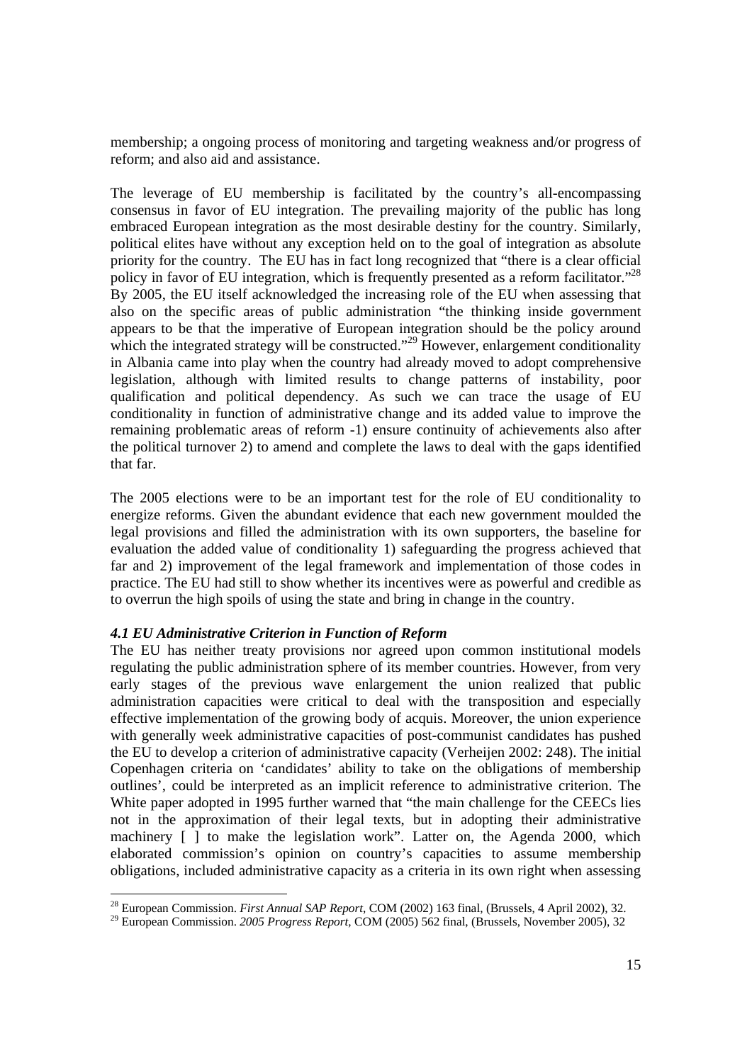membership; a ongoing process of monitoring and targeting weakness and/or progress of reform; and also aid and assistance.

The leverage of EU membership is facilitated by the country's all-encompassing consensus in favor of EU integration. The prevailing majority of the public has long embraced European integration as the most desirable destiny for the country. Similarly, political elites have without any exception held on to the goal of integration as absolute priority for the country. The EU has in fact long recognized that "there is a clear official policy in favor of EU integration, which is frequently presented as a reform facilitator."[28] By 2005, the EU itself acknowledged the increasing role of the EU when assessing that also on the specific areas of public administration "the thinking inside government appears to be that the imperative of European integration should be the policy around which the integrated strategy will be constructed."[29] However, enlargement conditionality in Albania came into play when the country had already moved to adopt comprehensive legislation, although with limited results to change patterns of instability, poor qualification and political dependency. As such we can trace the usage of EU conditionality in function of administrative change and its added value to improve the remaining problematic areas of reform -1) ensure continuity of achievements also after the political turnover 2) to amend and complete the laws to deal with the gaps identified that far.

The 2005 elections were to be an important test for the role of EU conditionality to energize reforms. Given the abundant evidence that each new government moulded the legal provisions and filled the administration with its own supporters, the baseline for evaluation the added value of conditionality 1) safeguarding the progress achieved that far and 2) improvement of the legal framework and implementation of those codes in practice. The EU had still to show whether its incentives were as powerful and credible as to overrun the high spoils of using the state and bring in change in the country.

### *4.1 EU Administrative Criterion in Function of Reform*

The EU has neither treaty provisions nor agreed upon common institutional models regulating the public administration sphere of its member countries. However, from very early stages of the previous wave enlargement the union realized that public administration capacities were critical to deal with the transposition and especially effective implementation of the growing body of acquis. Moreover, the union experience with generally week administrative capacities of post-communist candidates has pushed the EU to develop a criterion of administrative capacity (Verheijen 2002: 248). The initial Copenhagen criteria on 'candidates' ability to take on the obligations of membership outlines', could be interpreted as an implicit reference to administrative criterion. The White paper adopted in 1995 further warned that "the main challenge for the CEECs lies not in the approximation of their legal texts, but in adopting their administrative machinery [ ] to make the legislation work". Latter on, the Agenda 2000, which elaborated commission's opinion on country's capacities to assume membership obligations, included administrative capacity as a criteria in its own right when assessing

---

[28] European Commission. *First Annual SAP Report*, COM (2002) 163 final, (Brussels, 4 April 2002), 32.

[29] European Commission. *2005 Progress Report*, COM (2005) 562 final, (Brussels, November 2005), 32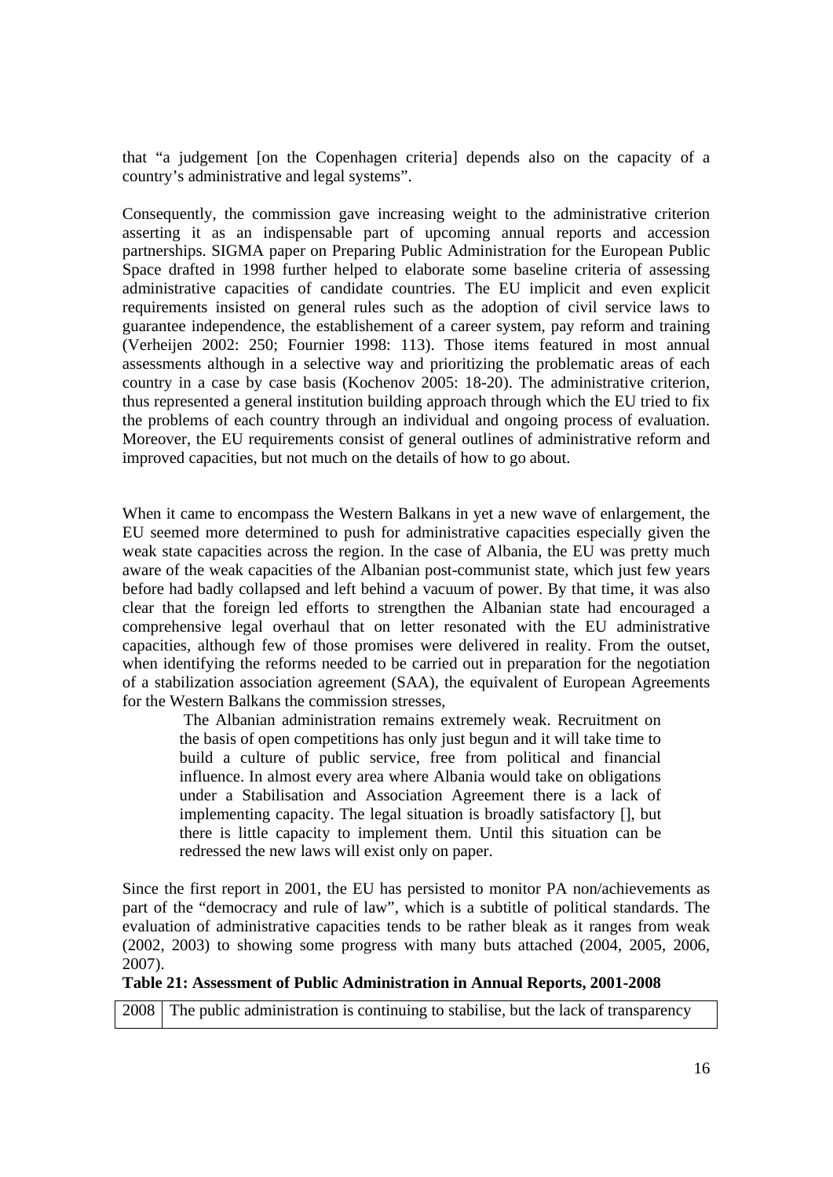that "a judgement [on the Copenhagen criteria] depends also on the capacity of a country's administrative and legal systems".

Consequently, the commission gave increasing weight to the administrative criterion asserting it as an indispensable part of upcoming annual reports and accession partnerships. SIGMA paper on Preparing Public Administration for the European Public Space drafted in 1998 further helped to elaborate some baseline criteria of assessing administrative capacities of candidate countries. The EU implicit and even explicit requirements insisted on general rules such as the adoption of civil service laws to guarantee independence, the establishement of a career system, pay reform and training (Verheijen 2002: 250; Fournier 1998: 113). Those items featured in most annual assessments although in a selective way and prioritizing the problematic areas of each country in a case by case basis (Kochenov 2005: 18-20). The administrative criterion, thus represented a general institution building approach through which the EU tried to fix the problems of each country through an individual and ongoing process of evaluation. Moreover, the EU requirements consist of general outlines of administrative reform and improved capacities, but not much on the details of how to go about.

When it came to encompass the Western Balkans in yet a new wave of enlargement, the EU seemed more determined to push for administrative capacities especially given the weak state capacities across the region. In the case of Albania, the EU was pretty much aware of the weak capacities of the Albanian post-communist state, which just few years before had badly collapsed and left behind a vacuum of power. By that time, it was also clear that the foreign led efforts to strengthen the Albanian state had encouraged a comprehensive legal overhaul that on letter resonated with the EU administrative capacities, although few of those promises were delivered in reality. From the outset, when identifying the reforms needed to be carried out in preparation for the negotiation of a stabilization association agreement (SAA), the equivalent of European Agreements for the Western Balkans the commission stresses,

> The Albanian administration remains extremely weak. Recruitment on the basis of open competitions has only just begun and it will take time to build a culture of public service, free from political and financial influence. In almost every area where Albania would take on obligations under a Stabilisation and Association Agreement there is a lack of implementing capacity. The legal situation is broadly satisfactory [], but there is little capacity to implement them. Until this situation can be redressed the new laws will exist only on paper.

Since the first report in 2001, the EU has persisted to monitor PA non/achievements as part of the "democracy and rule of law", which is a subtitle of political standards. The evaluation of administrative capacities tends to be rather bleak as it ranges from weak (2002, 2003) to showing some progress with many buts attached (2004, 2005, 2006, 2007).

**Table 21: Assessment of Public Administration in Annual Reports, 2001-2008**

| | |
|---|---|
| 2008 | The public administration is continuing to stabilise, but the lack of transparency |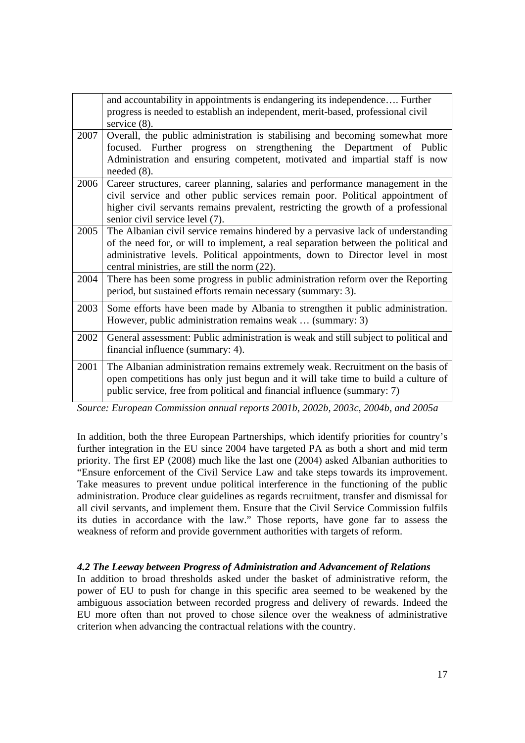|  |  |
|---|---|
|  | and accountability in appointments is endangering its independence…. Further progress is needed to establish an independent, merit-based, professional civil service (8). |
| 2007 | Overall, the public administration is stabilising and becoming somewhat more focused. Further progress on strengthening the Department of Public Administration and ensuring competent, motivated and impartial staff is now needed (8). |
| 2006 | Career structures, career planning, salaries and performance management in the civil service and other public services remain poor. Political appointment of higher civil servants remains prevalent, restricting the growth of a professional senior civil service level (7). |
| 2005 | The Albanian civil service remains hindered by a pervasive lack of understanding of the need for, or will to implement, a real separation between the political and administrative levels. Political appointments, down to Director level in most central ministries, are still the norm (22). |
| 2004 | There has been some progress in public administration reform over the Reporting period, but sustained efforts remain necessary (summary: 3). |
| 2003 | Some efforts have been made by Albania to strengthen it public administration. However, public administration remains weak … (summary: 3) |
| 2002 | General assessment: Public administration is weak and still subject to political and financial influence (summary: 4). |
| 2001 | The Albanian administration remains extremely weak. Recruitment on the basis of open competitions has only just begun and it will take time to build a culture of public service, free from political and financial influence (summary: 7) |

*Source: European Commission annual reports 2001b, 2002b, 2003c, 2004b, and 2005a*

In addition, both the three European Partnerships, which identify priorities for country's further integration in the EU since 2004 have targeted PA as both a short and mid term priority. The first EP (2008) much like the last one (2004) asked Albanian authorities to "Ensure enforcement of the Civil Service Law and take steps towards its improvement. Take measures to prevent undue political interference in the functioning of the public administration. Produce clear guidelines as regards recruitment, transfer and dismissal for all civil servants, and implement them. Ensure that the Civil Service Commission fulfils its duties in accordance with the law." Those reports, have gone far to assess the weakness of reform and provide government authorities with targets of reform.

### *4.2 The Leeway between Progress of Administration and Advancement of Relations*

In addition to broad thresholds asked under the basket of administrative reform, the power of EU to push for change in this specific area seemed to be weakened by the ambiguous association between recorded progress and delivery of rewards. Indeed the EU more often than not proved to chose silence over the weakness of administrative criterion when advancing the contractual relations with the country.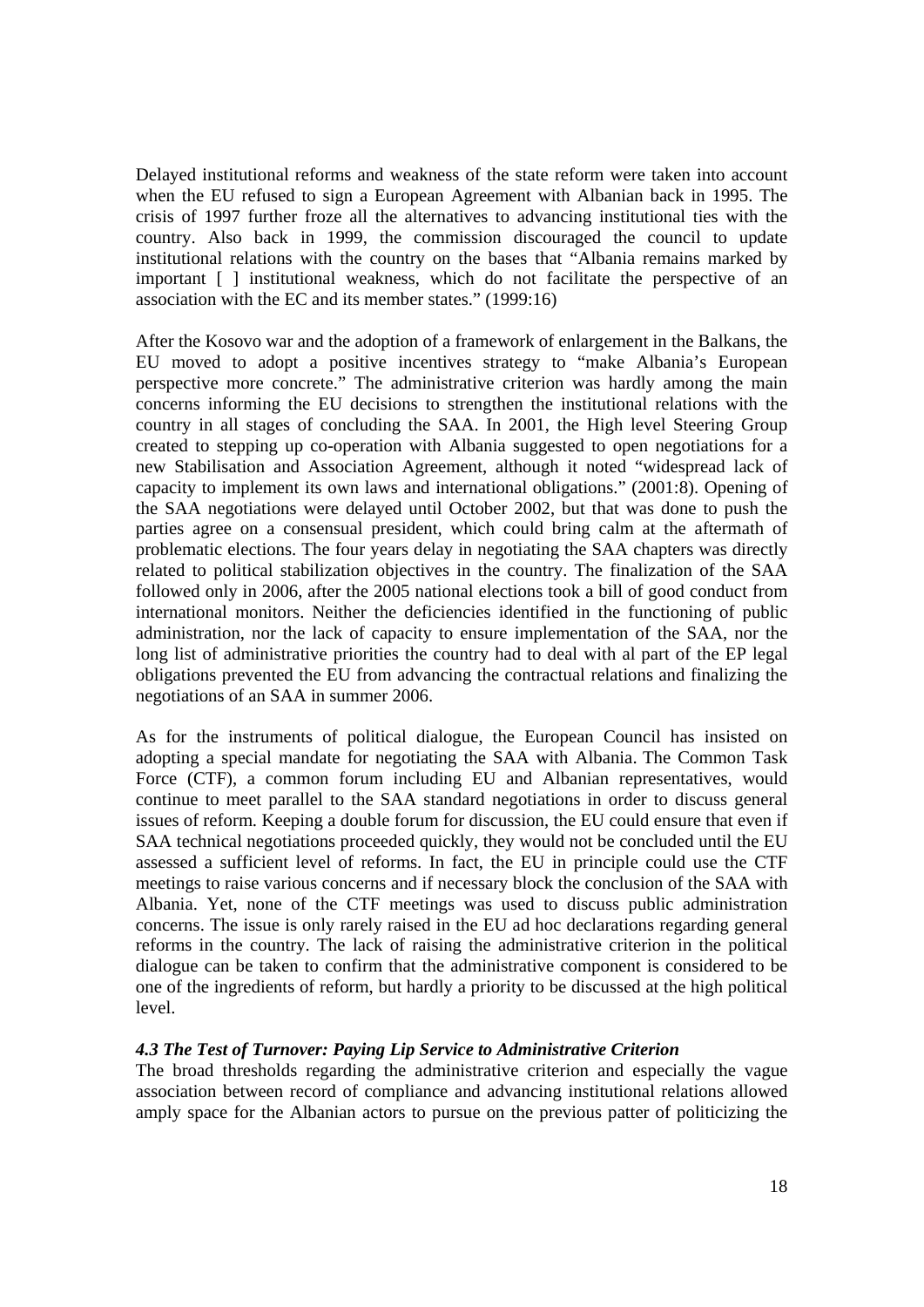Delayed institutional reforms and weakness of the state reform were taken into account when the EU refused to sign a European Agreement with Albanian back in 1995. The crisis of 1997 further froze all the alternatives to advancing institutional ties with the country. Also back in 1999, the commission discouraged the council to update institutional relations with the country on the bases that "Albania remains marked by important [ ] institutional weakness, which do not facilitate the perspective of an association with the EC and its member states." (1999:16)

After the Kosovo war and the adoption of a framework of enlargement in the Balkans, the EU moved to adopt a positive incentives strategy to "make Albania's European perspective more concrete." The administrative criterion was hardly among the main concerns informing the EU decisions to strengthen the institutional relations with the country in all stages of concluding the SAA. In 2001, the High level Steering Group created to stepping up co-operation with Albania suggested to open negotiations for a new Stabilisation and Association Agreement, although it noted "widespread lack of capacity to implement its own laws and international obligations." (2001:8). Opening of the SAA negotiations were delayed until October 2002, but that was done to push the parties agree on a consensual president, which could bring calm at the aftermath of problematic elections. The four years delay in negotiating the SAA chapters was directly related to political stabilization objectives in the country. The finalization of the SAA followed only in 2006, after the 2005 national elections took a bill of good conduct from international monitors. Neither the deficiencies identified in the functioning of public administration, nor the lack of capacity to ensure implementation of the SAA, nor the long list of administrative priorities the country had to deal with al part of the EP legal obligations prevented the EU from advancing the contractual relations and finalizing the negotiations of an SAA in summer 2006.

As for the instruments of political dialogue, the European Council has insisted on adopting a special mandate for negotiating the SAA with Albania. The Common Task Force (CTF), a common forum including EU and Albanian representatives, would continue to meet parallel to the SAA standard negotiations in order to discuss general issues of reform. Keeping a double forum for discussion, the EU could ensure that even if SAA technical negotiations proceeded quickly, they would not be concluded until the EU assessed a sufficient level of reforms. In fact, the EU in principle could use the CTF meetings to raise various concerns and if necessary block the conclusion of the SAA with Albania. Yet, none of the CTF meetings was used to discuss public administration concerns. The issue is only rarely raised in the EU ad hoc declarations regarding general reforms in the country. The lack of raising the administrative criterion in the political dialogue can be taken to confirm that the administrative component is considered to be one of the ingredients of reform, but hardly a priority to be discussed at the high political level.

### *4.3 The Test of Turnover: Paying Lip Service to Administrative Criterion*

The broad thresholds regarding the administrative criterion and especially the vague association between record of compliance and advancing institutional relations allowed amply space for the Albanian actors to pursue on the previous patter of politicizing the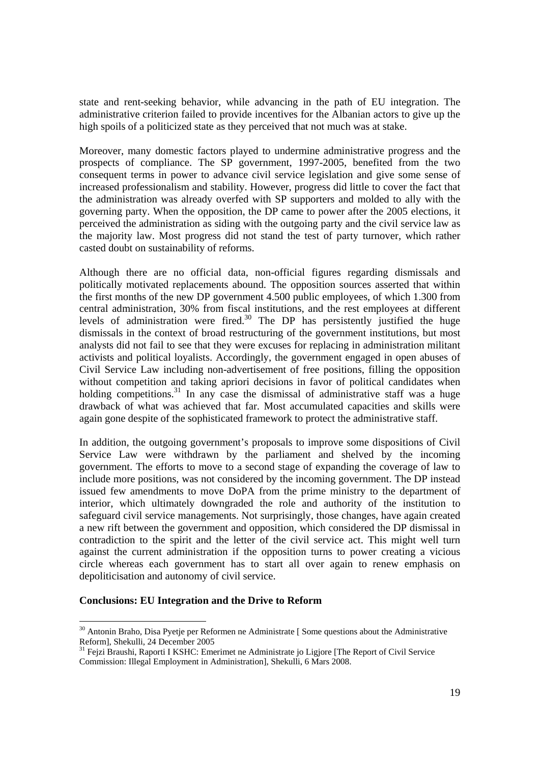state and rent-seeking behavior, while advancing in the path of EU integration. The administrative criterion failed to provide incentives for the Albanian actors to give up the high spoils of a politicized state as they perceived that not much was at stake.

Moreover, many domestic factors played to undermine administrative progress and the prospects of compliance. The SP government, 1997-2005, benefited from the two consequent terms in power to advance civil service legislation and give some sense of increased professionalism and stability. However, progress did little to cover the fact that the administration was already overfed with SP supporters and molded to ally with the governing party. When the opposition, the DP came to power after the 2005 elections, it perceived the administration as siding with the outgoing party and the civil service law as the majority law. Most progress did not stand the test of party turnover, which rather casted doubt on sustainability of reforms.

Although there are no official data, non-official figures regarding dismissals and politically motivated replacements abound. The opposition sources asserted that within the first months of the new DP government 4.500 public employees, of which 1.300 from central administration, 30% from fiscal institutions, and the rest employees at different levels of administration were fired.[30] The DP has persistently justified the huge dismissals in the context of broad restructuring of the government institutions, but most analysts did not fail to see that they were excuses for replacing in administration militant activists and political loyalists. Accordingly, the government engaged in open abuses of Civil Service Law including non-advertisement of free positions, filling the opposition without competition and taking apriori decisions in favor of political candidates when holding competitions.[31] In any case the dismissal of administrative staff was a huge drawback of what was achieved that far. Most accumulated capacities and skills were again gone despite of the sophisticated framework to protect the administrative staff.

In addition, the outgoing government's proposals to improve some dispositions of Civil Service Law were withdrawn by the parliament and shelved by the incoming government. The efforts to move to a second stage of expanding the coverage of law to include more positions, was not considered by the incoming government. The DP instead issued few amendments to move DoPA from the prime ministry to the department of interior, which ultimately downgraded the role and authority of the institution to safeguard civil service managements. Not surprisingly, those changes, have again created a new rift between the government and opposition, which considered the DP dismissal in contradiction to the spirit and the letter of the civil service act. This might well turn against the current administration if the opposition turns to power creating a vicious circle whereas each government has to start all over again to renew emphasis on depoliticisation and autonomy of civil service.

**Conclusions: EU Integration and the Drive to Reform**

---

[30] Antonin Braho, Disa Pyetje per Reformen ne Administrate [ Some questions about the Administrative Reform], Shekulli, 24 December 2005

[31] Fejzi Braushi, Raporti I KSHC: Emerimet ne Administrate jo Ligjore [The Report of Civil Service Commission: Illegal Employment in Administration], Shekulli, 6 Mars 2008.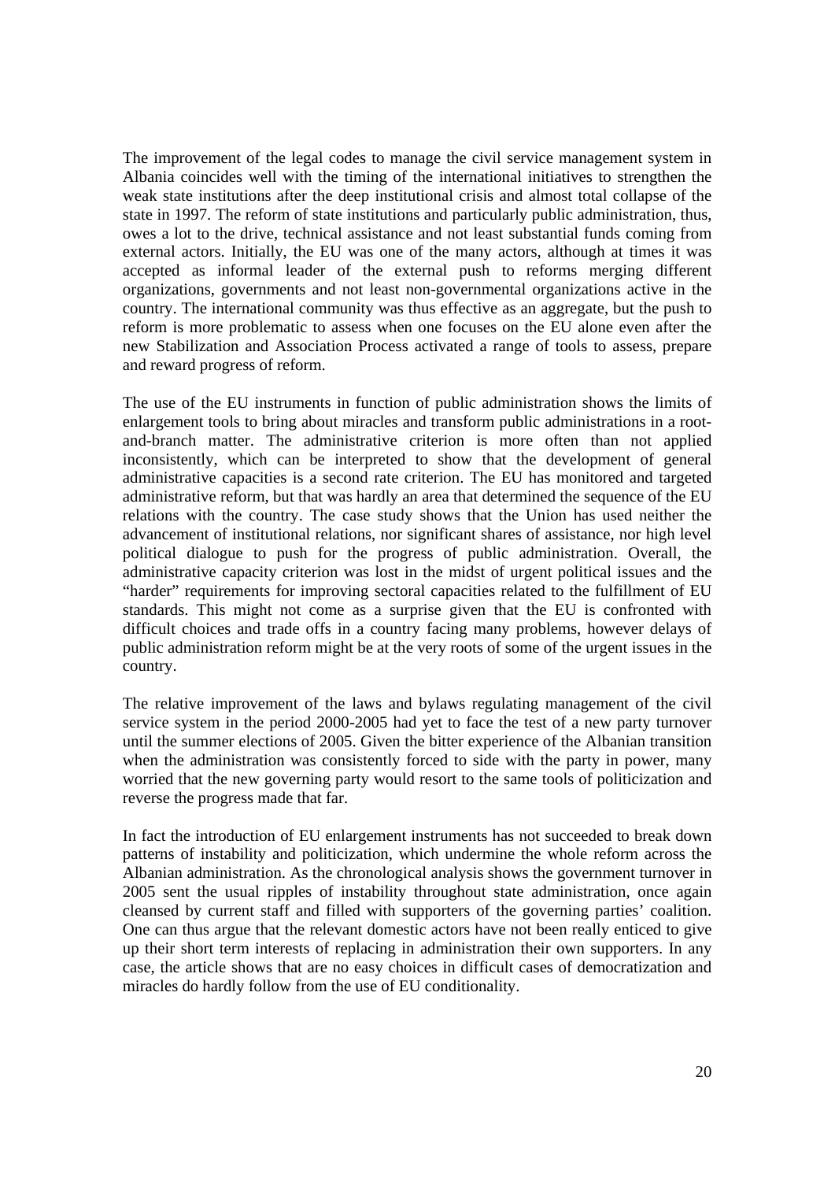The improvement of the legal codes to manage the civil service management system in Albania coincides well with the timing of the international initiatives to strengthen the weak state institutions after the deep institutional crisis and almost total collapse of the state in 1997. The reform of state institutions and particularly public administration, thus, owes a lot to the drive, technical assistance and not least substantial funds coming from external actors. Initially, the EU was one of the many actors, although at times it was accepted as informal leader of the external push to reforms merging different organizations, governments and not least non-governmental organizations active in the country. The international community was thus effective as an aggregate, but the push to reform is more problematic to assess when one focuses on the EU alone even after the new Stabilization and Association Process activated a range of tools to assess, prepare and reward progress of reform.

The use of the EU instruments in function of public administration shows the limits of enlargement tools to bring about miracles and transform public administrations in a root-and-branch matter. The administrative criterion is more often than not applied inconsistently, which can be interpreted to show that the development of general administrative capacities is a second rate criterion. The EU has monitored and targeted administrative reform, but that was hardly an area that determined the sequence of the EU relations with the country. The case study shows that the Union has used neither the advancement of institutional relations, nor significant shares of assistance, nor high level political dialogue to push for the progress of public administration. Overall, the administrative capacity criterion was lost in the midst of urgent political issues and the "harder" requirements for improving sectoral capacities related to the fulfillment of EU standards. This might not come as a surprise given that the EU is confronted with difficult choices and trade offs in a country facing many problems, however delays of public administration reform might be at the very roots of some of the urgent issues in the country.

The relative improvement of the laws and bylaws regulating management of the civil service system in the period 2000-2005 had yet to face the test of a new party turnover until the summer elections of 2005. Given the bitter experience of the Albanian transition when the administration was consistently forced to side with the party in power, many worried that the new governing party would resort to the same tools of politicization and reverse the progress made that far.

In fact the introduction of EU enlargement instruments has not succeeded to break down patterns of instability and politicization, which undermine the whole reform across the Albanian administration. As the chronological analysis shows the government turnover in 2005 sent the usual ripples of instability throughout state administration, once again cleansed by current staff and filled with supporters of the governing parties' coalition. One can thus argue that the relevant domestic actors have not been really enticed to give up their short term interests of replacing in administration their own supporters. In any case, the article shows that are no easy choices in difficult cases of democratization and miracles do hardly follow from the use of EU conditionality.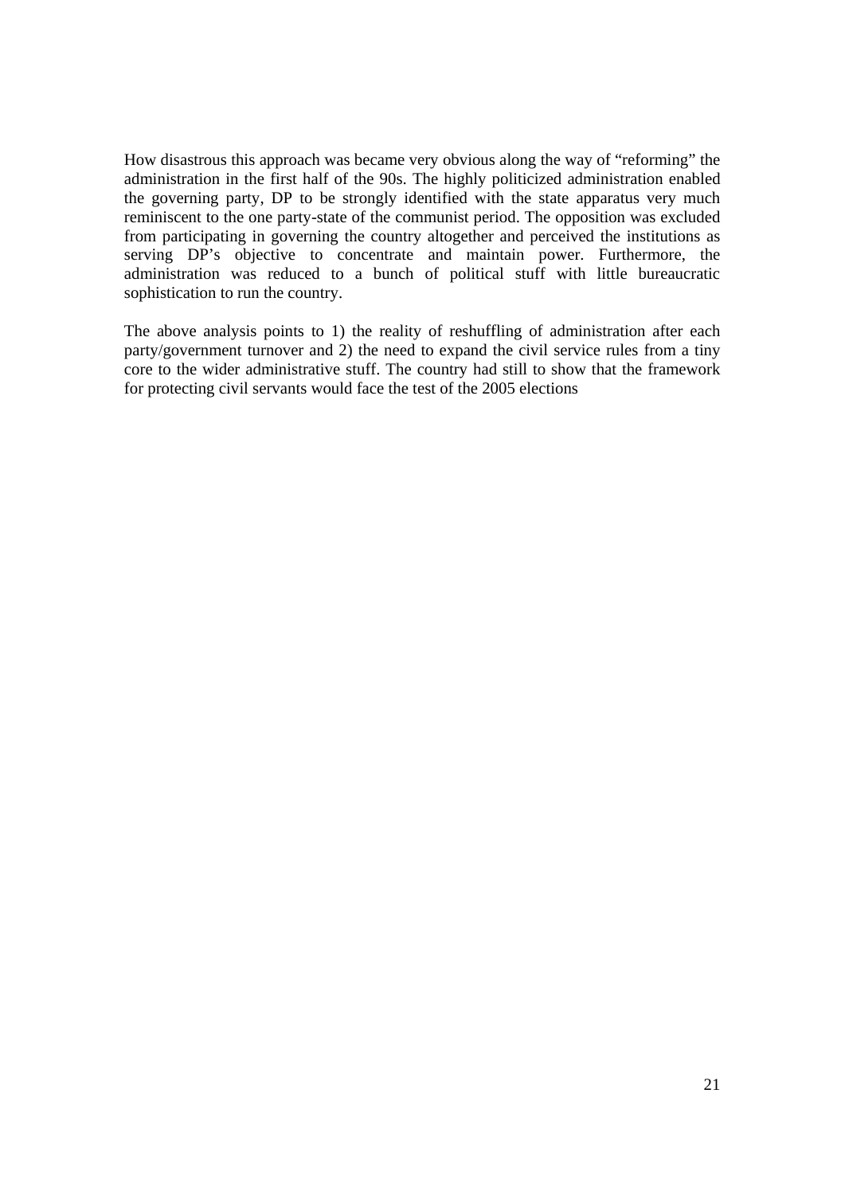How disastrous this approach was became very obvious along the way of "reforming" the administration in the first half of the 90s. The highly politicized administration enabled the governing party, DP to be strongly identified with the state apparatus very much reminiscent to the one party-state of the communist period. The opposition was excluded from participating in governing the country altogether and perceived the institutions as serving DP's objective to concentrate and maintain power. Furthermore, the administration was reduced to a bunch of political stuff with little bureaucratic sophistication to run the country.

The above analysis points to 1) the reality of reshuffling of administration after each party/government turnover and 2) the need to expand the civil service rules from a tiny core to the wider administrative stuff. The country had still to show that the framework for protecting civil servants would face the test of the 2005 elections